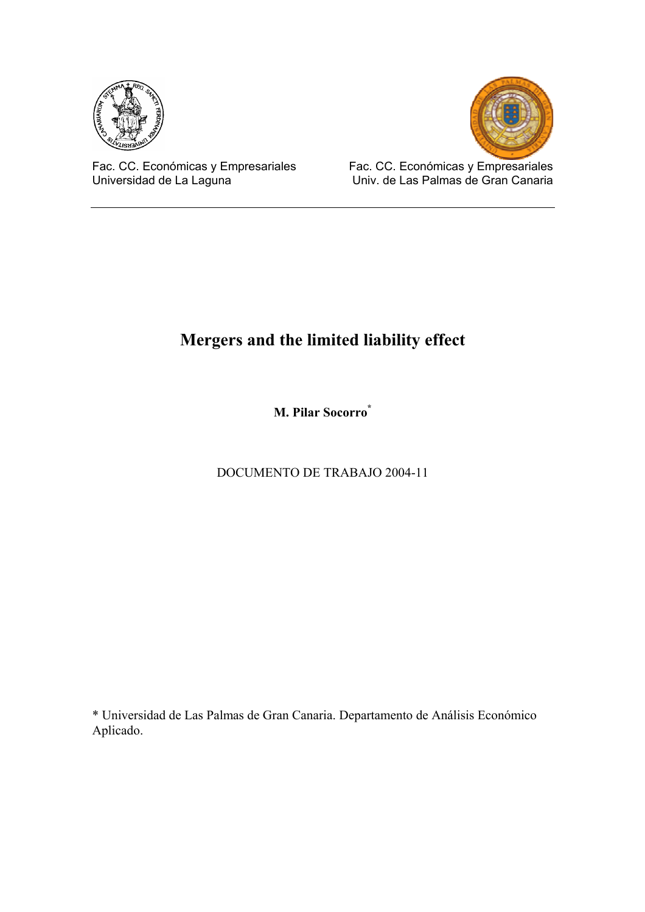Fac. CC. Económicas y Empresariales
Universidad de La Laguna

Fac. CC. Económicas y Empresariales
Univ. de Las Palmas de Gran Canaria

---

# Mergers and the limited liability effect

**M. Pilar Socorro***

DOCUMENTO DE TRABAJO 2004-11

\* Universidad de Las Palmas de Gran Canaria. Departamento de Análisis Económico Aplicado.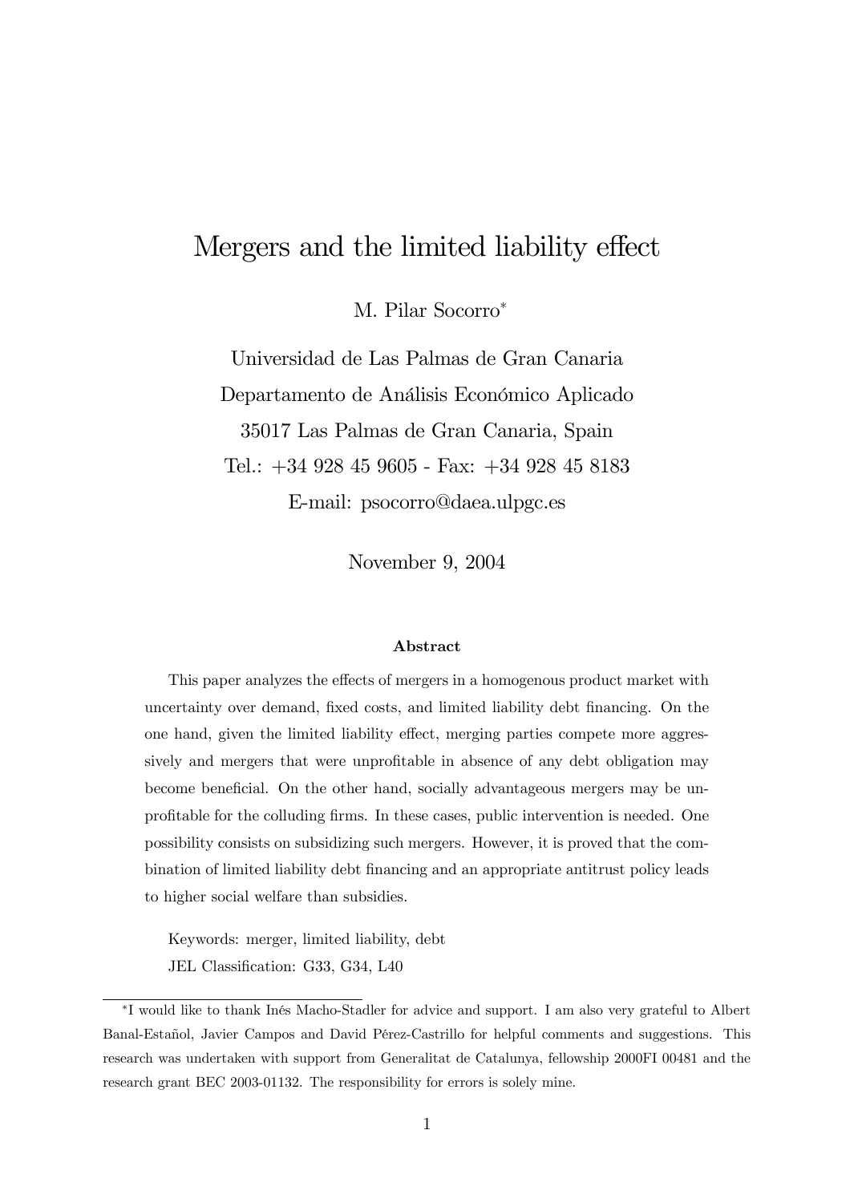# Mergers and the limited liability effect

M. Pilar Socorro*

Universidad de Las Palmas de Gran Canaria

Departamento de Análisis Económico Aplicado

35017 Las Palmas de Gran Canaria, Spain

Tel.: +34 928 45 9605 - Fax: +34 928 45 8183

E-mail: psocorro@daea.ulpgc.es

November 9, 2004

### Abstract

This paper analyzes the effects of mergers in a homogenous product market with uncertainty over demand, fixed costs, and limited liability debt financing. On the one hand, given the limited liability effect, merging parties compete more aggressively and mergers that were unprofitable in absence of any debt obligation may become beneficial. On the other hand, socially advantageous mergers may be unprofitable for the colluding firms. In these cases, public intervention is needed. One possibility consists on subsidizing such mergers. However, it is proved that the combination of limited liability debt financing and an appropriate antitrust policy leads to higher social welfare than subsidies.

Keywords: merger, limited liability, debt

JEL Classification: G33, G34, L40

---

*I would like to thank Inés Macho-Stadler for advice and support. I am also very grateful to Albert Banal-Estañol, Javier Campos and David Pérez-Castrillo for helpful comments and suggestions. This research was undertaken with support from Generalitat de Catalunya, fellowship 2000FI 00481 and the research grant BEC 2003-01132. The responsibility for errors is solely mine.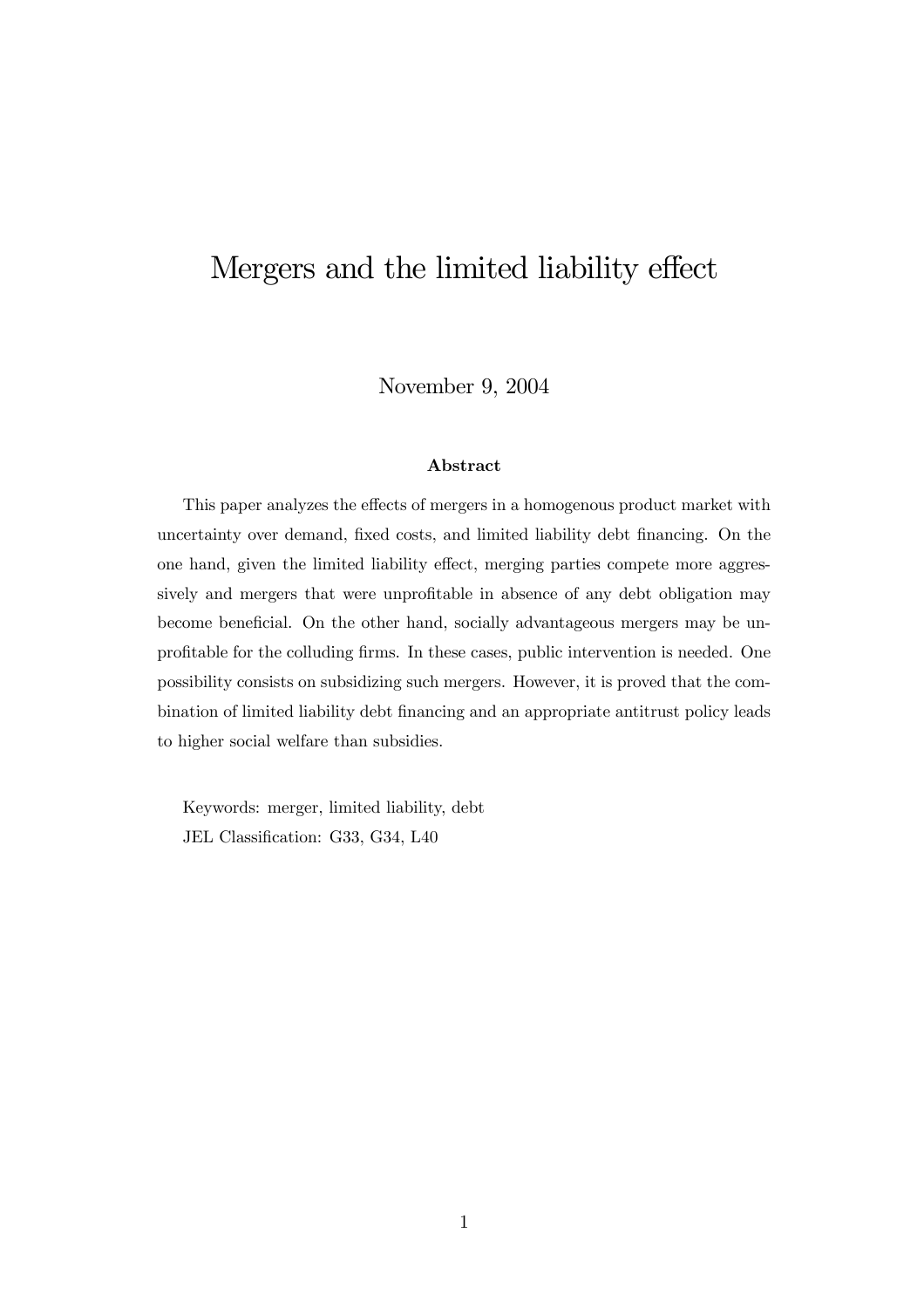# Mergers and the limited liability effect

November 9, 2004

**Abstract**

This paper analyzes the effects of mergers in a homogenous product market with uncertainty over demand, fixed costs, and limited liability debt financing. On the one hand, given the limited liability effect, merging parties compete more aggressively and mergers that were unprofitable in absence of any debt obligation may become beneficial. On the other hand, socially advantageous mergers may be unprofitable for the colluding firms. In these cases, public intervention is needed. One possibility consists on subsidizing such mergers. However, it is proved that the combination of limited liability debt financing and an appropriate antitrust policy leads to higher social welfare than subsidies.

Keywords: merger, limited liability, debt

JEL Classification: G33, G34, L40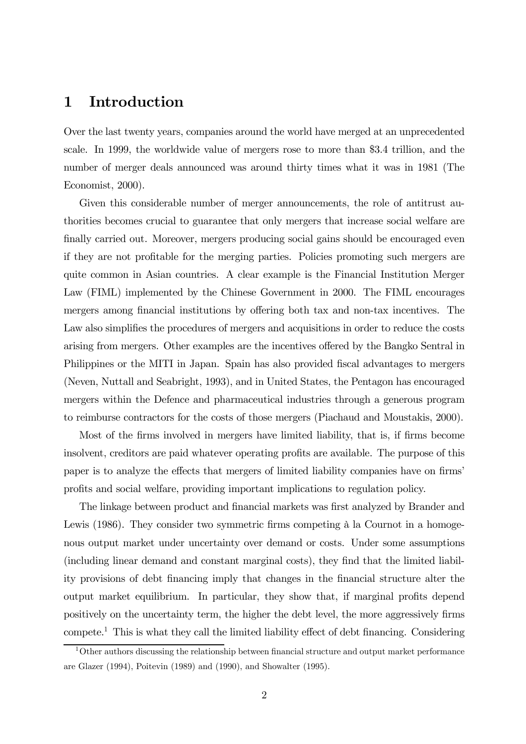# 1 Introduction

Over the last twenty years, companies around the world have merged at an unprecedented scale. In 1999, the worldwide value of mergers rose to more than \$3.4 trillion, and the number of merger deals announced was around thirty times what it was in 1981 (The Economist, 2000).

Given this considerable number of merger announcements, the role of antitrust authorities becomes crucial to guarantee that only mergers that increase social welfare are finally carried out. Moreover, mergers producing social gains should be encouraged even if they are not profitable for the merging parties. Policies promoting such mergers are quite common in Asian countries. A clear example is the Financial Institution Merger Law (FIML) implemented by the Chinese Government in 2000. The FIML encourages mergers among financial institutions by offering both tax and non-tax incentives. The Law also simplifies the procedures of mergers and acquisitions in order to reduce the costs arising from mergers. Other examples are the incentives offered by the Bangko Sentral in Philippines or the MITI in Japan. Spain has also provided fiscal advantages to mergers (Neven, Nuttall and Seabright, 1993), and in United States, the Pentagon has encouraged mergers within the Defence and pharmaceutical industries through a generous program to reimburse contractors for the costs of those mergers (Piachaud and Moustakis, 2000).

Most of the firms involved in mergers have limited liability, that is, if firms become insolvent, creditors are paid whatever operating profits are available. The purpose of this paper is to analyze the effects that mergers of limited liability companies have on firms' profits and social welfare, providing important implications to regulation policy.

The linkage between product and financial markets was first analyzed by Brander and Lewis (1986). They consider two symmetric firms competing à la Cournot in a homogenous output market under uncertainty over demand or costs. Under some assumptions (including linear demand and constant marginal costs), they find that the limited liability provisions of debt financing imply that changes in the financial structure alter the output market equilibrium. In particular, they show that, if marginal profits depend positively on the uncertainty term, the higher the debt level, the more aggressively firms compete.[1] This is what they call the limited liability effect of debt financing. Considering

[1] Other authors discussing the relationship between financial structure and output market performance are Glazer (1994), Poitevin (1989) and (1990), and Showalter (1995).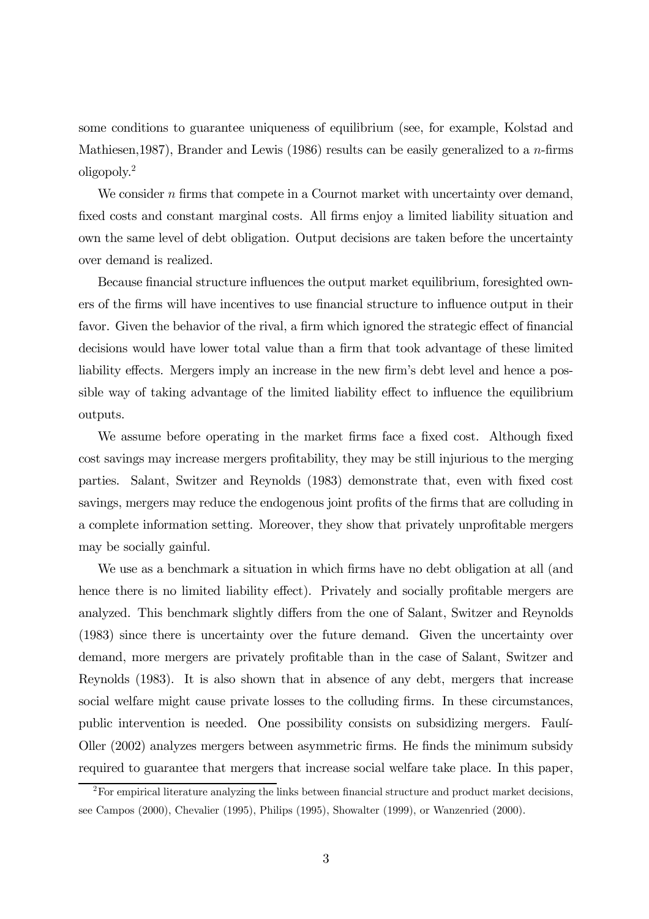some conditions to guarantee uniqueness of equilibrium (see, for example, Kolstad and Mathiesen,1987), Brander and Lewis (1986) results can be easily generalized to a $n$-firms oligopoly.[2]

We consider $n$ firms that compete in a Cournot market with uncertainty over demand, fixed costs and constant marginal costs. All firms enjoy a limited liability situation and own the same level of debt obligation. Output decisions are taken before the uncertainty over demand is realized.

Because financial structure influences the output market equilibrium, foresighted owners of the firms will have incentives to use financial structure to influence output in their favor. Given the behavior of the rival, a firm which ignored the strategic effect of financial decisions would have lower total value than a firm that took advantage of these limited liability effects. Mergers imply an increase in the new firm's debt level and hence a possible way of taking advantage of the limited liability effect to influence the equilibrium outputs.

We assume before operating in the market firms face a fixed cost. Although fixed cost savings may increase mergers profitability, they may be still injurious to the merging parties. Salant, Switzer and Reynolds (1983) demonstrate that, even with fixed cost savings, mergers may reduce the endogenous joint profits of the firms that are colluding in a complete information setting. Moreover, they show that privately unprofitable mergers may be socially gainful.

We use as a benchmark a situation in which firms have no debt obligation at all (and hence there is no limited liability effect). Privately and socially profitable mergers are analyzed. This benchmark slightly differs from the one of Salant, Switzer and Reynolds (1983) since there is uncertainty over the future demand. Given the uncertainty over demand, more mergers are privately profitable than in the case of Salant, Switzer and Reynolds (1983). It is also shown that in absence of any debt, mergers that increase social welfare might cause private losses to the colluding firms. In these circumstances, public intervention is needed. One possibility consists on subsidizing mergers. Faulí-Oller (2002) analyzes mergers between asymmetric firms. He finds the minimum subsidy required to guarantee that mergers that increase social welfare take place. In this paper,

[2] For empirical literature analyzing the links between financial structure and product market decisions, see Campos (2000), Chevalier (1995), Philips (1995), Showalter (1999), or Wanzenried (2000).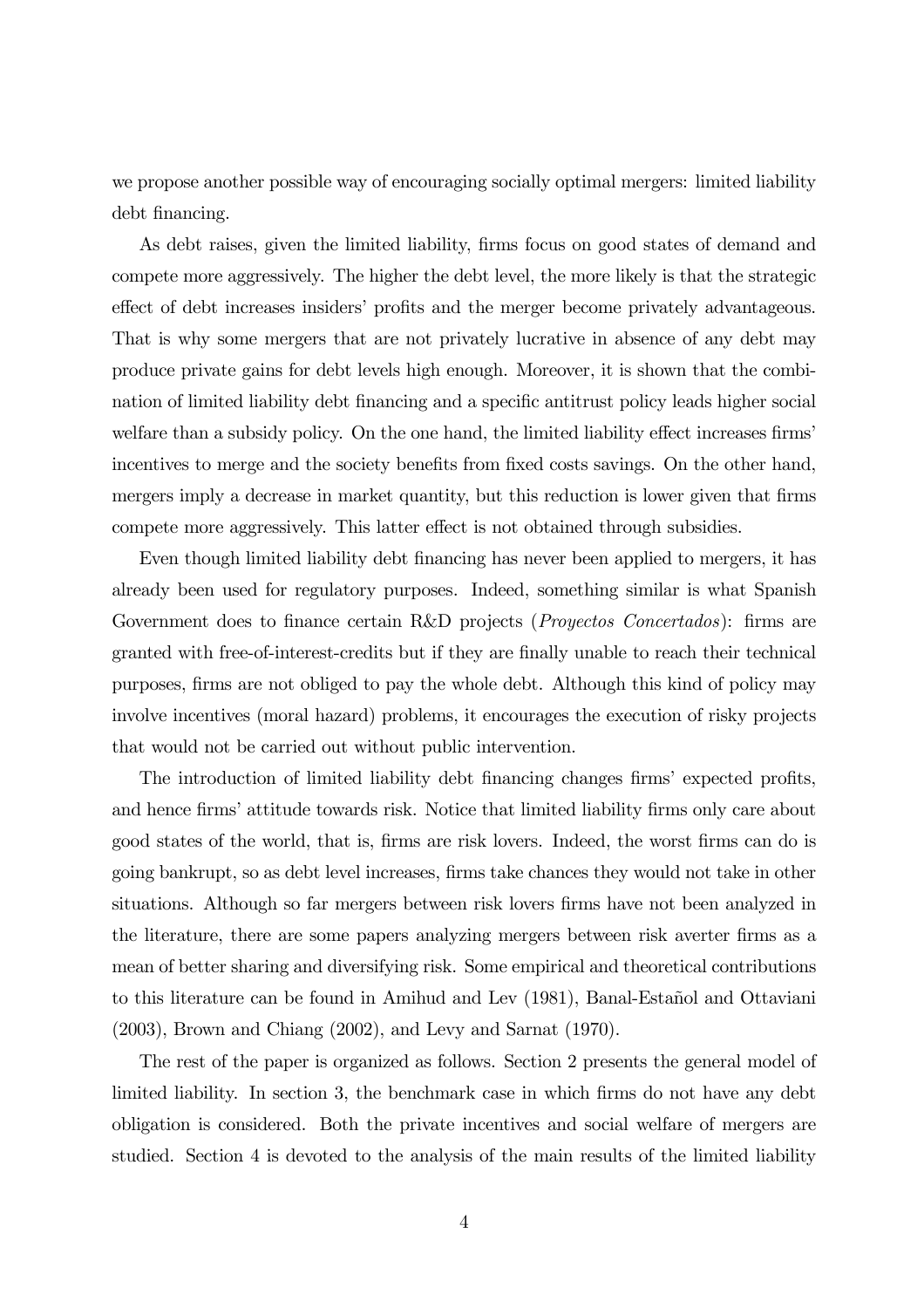we propose another possible way of encouraging socially optimal mergers: limited liability debt financing.

As debt raises, given the limited liability, firms focus on good states of demand and compete more aggressively. The higher the debt level, the more likely is that the strategic effect of debt increases insiders' profits and the merger become privately advantageous. That is why some mergers that are not privately lucrative in absence of any debt may produce private gains for debt levels high enough. Moreover, it is shown that the combination of limited liability debt financing and a specific antitrust policy leads higher social welfare than a subsidy policy. On the one hand, the limited liability effect increases firms' incentives to merge and the society benefits from fixed costs savings. On the other hand, mergers imply a decrease in market quantity, but this reduction is lower given that firms compete more aggressively. This latter effect is not obtained through subsidies.

Even though limited liability debt financing has never been applied to mergers, it has already been used for regulatory purposes. Indeed, something similar is what Spanish Government does to finance certain R&D projects (*Proyectos Concertados*): firms are granted with free-of-interest-credits but if they are finally unable to reach their technical purposes, firms are not obliged to pay the whole debt. Although this kind of policy may involve incentives (moral hazard) problems, it encourages the execution of risky projects that would not be carried out without public intervention.

The introduction of limited liability debt financing changes firms' expected profits, and hence firms' attitude towards risk. Notice that limited liability firms only care about good states of the world, that is, firms are risk lovers. Indeed, the worst firms can do is going bankrupt, so as debt level increases, firms take chances they would not take in other situations. Although so far mergers between risk lovers firms have not been analyzed in the literature, there are some papers analyzing mergers between risk averter firms as a mean of better sharing and diversifying risk. Some empirical and theoretical contributions to this literature can be found in Amihud and Lev (1981), Banal-Estañol and Ottaviani (2003), Brown and Chiang (2002), and Levy and Sarnat (1970).

The rest of the paper is organized as follows. Section 2 presents the general model of limited liability. In section 3, the benchmark case in which firms do not have any debt obligation is considered. Both the private incentives and social welfare of mergers are studied. Section 4 is devoted to the analysis of the main results of the limited liability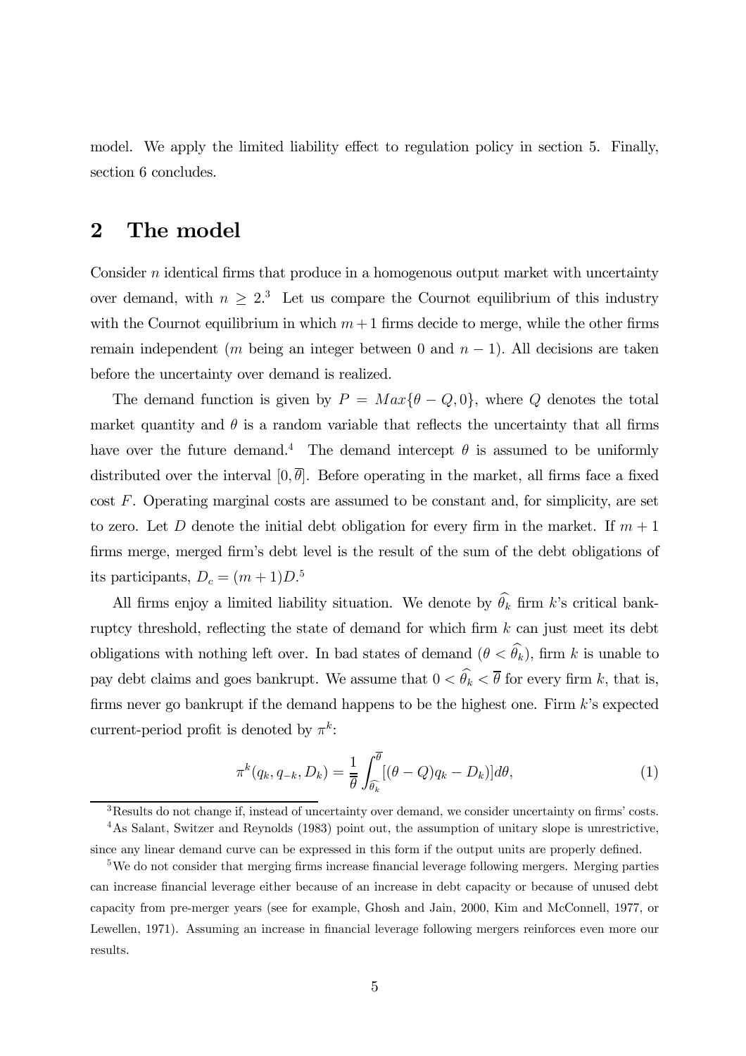model. We apply the limited liability effect to regulation policy in section 5. Finally, section 6 concludes.

## 2 The model

Consider $n$ identical firms that produce in a homogenous output market with uncertainty over demand, with $n \geq 2$.[3] Let us compare the Cournot equilibrium of this industry with the Cournot equilibrium in which $m+1$ firms decide to merge, while the other firms remain independent ($m$ being an integer between 0 and $n-1$). All decisions are taken before the uncertainty over demand is realized.

The demand function is given by $P = Max\{\theta - Q, 0\}$, where $Q$ denotes the total market quantity and $\theta$ is a random variable that reflects the uncertainty that all firms have over the future demand.[4] The demand intercept $\theta$ is assumed to be uniformly distributed over the interval $[0, \overline{\theta}]$. Before operating in the market, all firms face a fixed cost $F$. Operating marginal costs are assumed to be constant and, for simplicity, are set to zero. Let $D$ denote the initial debt obligation for every firm in the market. If $m+1$ firms merge, merged firm's debt level is the result of the sum of the debt obligations of its participants, $D_c = (m+1)D$.[5]

All firms enjoy a limited liability situation. We denote by $\widehat{\theta}_k$ firm $k$'s critical bankruptcy threshold, reflecting the state of demand for which firm $k$ can just meet its debt obligations with nothing left over. In bad states of demand ($\theta < \widehat{\theta}_k$), firm $k$ is unable to pay debt claims and goes bankrupt. We assume that $0 < \widehat{\theta}_k < \overline{\theta}$ for every firm $k$, that is, firms never go bankrupt if the demand happens to be the highest one. Firm $k$'s expected current-period profit is denoted by $\pi^k$:

$$\pi^k(q_k, q_{-k}, D_k) = \frac{1}{\overline{\theta}} \int_{\widehat{\theta}_k}^{\overline{\theta}} [(\theta - Q)q_k - D_k)] d\theta, \tag{1}$$

[3] Results do not change if, instead of uncertainty over demand, we consider uncertainty on firms' costs.

[4] As Salant, Switzer and Reynolds (1983) point out, the assumption of unitary slope is unrestrictive, since any linear demand curve can be expressed in this form if the output units are properly defined.

[5] We do not consider that merging firms increase financial leverage following mergers. Merging parties can increase financial leverage either because of an increase in debt capacity or because of unused debt capacity from pre-merger years (see for example, Ghosh and Jain, 2000, Kim and McConnell, 1977, or Lewellen, 1971). Assuming an increase in financial leverage following mergers reinforces even more our results.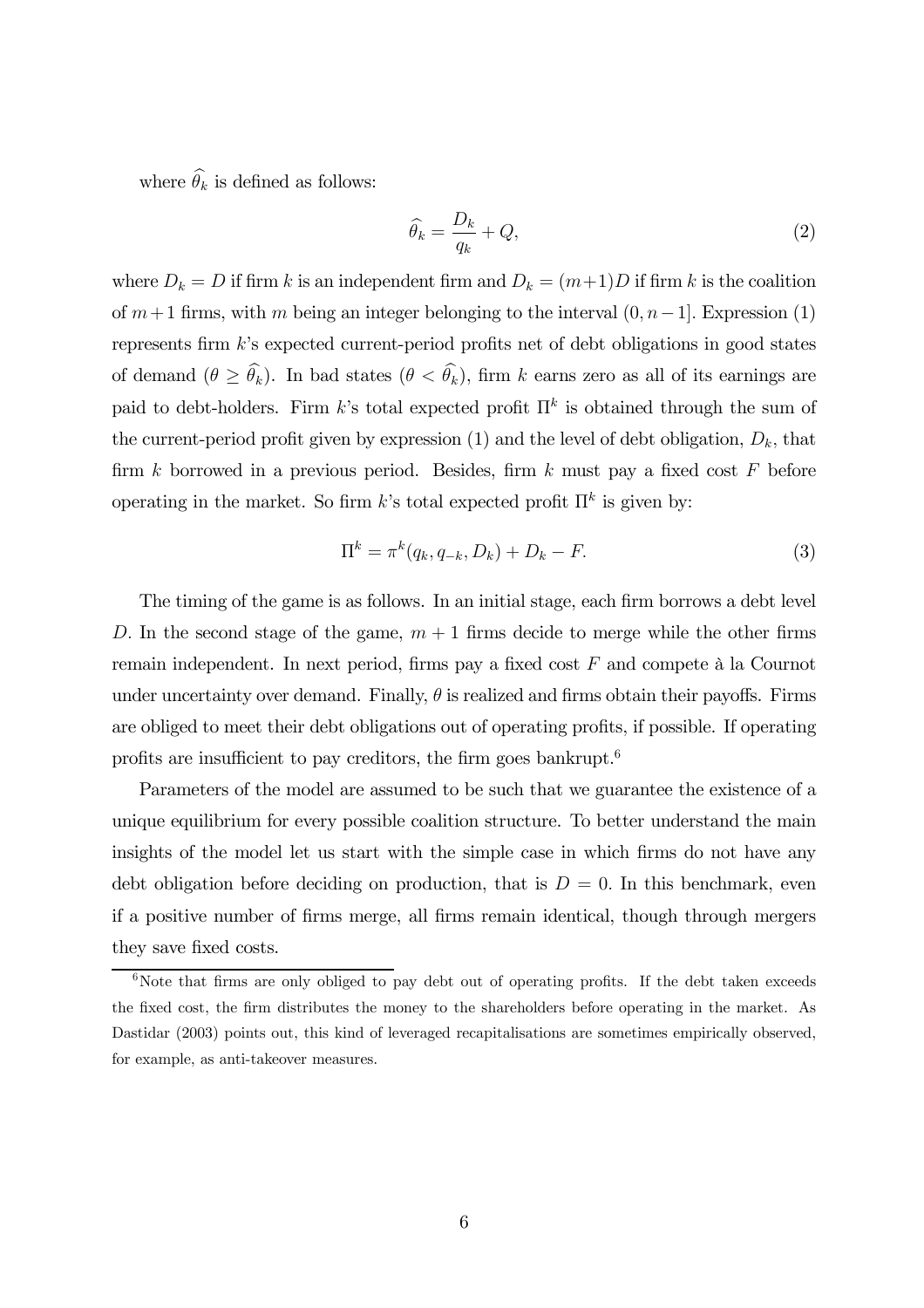where $\widehat{\theta}_k$ is defined as follows:

$$\widehat{\theta}_k = \frac{D_k}{q_k} + Q, \tag{2}$$

where $D_k = D$ if firm $k$ is an independent firm and $D_k = (m+1)D$ if firm $k$ is the coalition of $m+1$ firms, with $m$ being an integer belonging to the interval $(0, n-1]$. Expression (1) represents firm $k$'s expected current-period profits net of debt obligations in good states of demand ($\theta \geq \widehat{\theta}_k$). In bad states ($\theta < \widehat{\theta}_k$), firm $k$ earns zero as all of its earnings are paid to debt-holders. Firm $k$'s total expected profit $\Pi^k$ is obtained through the sum of the current-period profit given by expression (1) and the level of debt obligation, $D_k$, that firm $k$ borrowed in a previous period. Besides, firm $k$ must pay a fixed cost $F$ before operating in the market. So firm $k$'s total expected profit $\Pi^k$ is given by:

$$\Pi^k = \pi^k(q_k, q_{-k}, D_k) + D_k - F. \tag{3}$$

The timing of the game is as follows. In an initial stage, each firm borrows a debt level $D$. In the second stage of the game, $m+1$ firms decide to merge while the other firms remain independent. In next period, firms pay a fixed cost $F$ and compete à la Cournot under uncertainty over demand. Finally, $\theta$ is realized and firms obtain their payoffs. Firms are obliged to meet their debt obligations out of operating profits, if possible. If operating profits are insufficient to pay creditors, the firm goes bankrupt.[6]

Parameters of the model are assumed to be such that we guarantee the existence of a unique equilibrium for every possible coalition structure. To better understand the main insights of the model let us start with the simple case in which firms do not have any debt obligation before deciding on production, that is $D = 0$. In this benchmark, even if a positive number of firms merge, all firms remain identical, though through mergers they save fixed costs.

[6] Note that firms are only obliged to pay debt out of operating profits. If the debt taken exceeds the fixed cost, the firm distributes the money to the shareholders before operating in the market. As Dastidar (2003) points out, this kind of leveraged recapitalisations are sometimes empirically observed, for example, as anti-takeover measures.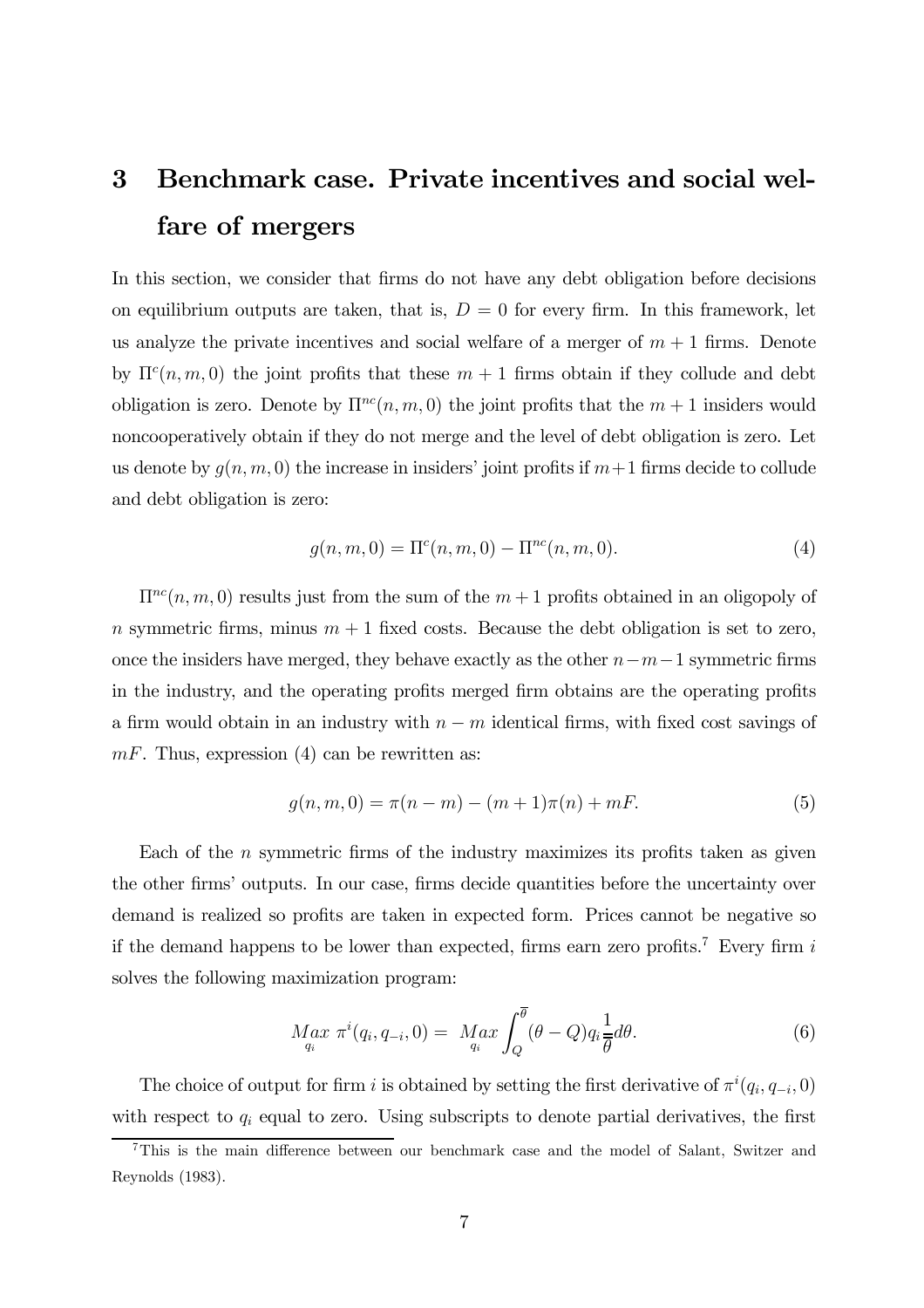# 3 Benchmark case. Private incentives and social welfare of mergers

In this section, we consider that firms do not have any debt obligation before decisions on equilibrium outputs are taken, that is, $D = 0$ for every firm. In this framework, let us analyze the private incentives and social welfare of a merger of $m+1$ firms. Denote by $\Pi^{c}(n, m, 0)$ the joint profits that these $m+1$ firms obtain if they collude and debt obligation is zero. Denote by $\Pi^{nc}(n, m, 0)$ the joint profits that the $m+1$ insiders would noncooperatively obtain if they do not merge and the level of debt obligation is zero. Let us denote by $g(n, m, 0)$ the increase in insiders' joint profits if $m+1$ firms decide to collude and debt obligation is zero:

$$g(n, m, 0) = \Pi^{c}(n, m, 0) - \Pi^{nc}(n, m, 0). \tag{4}$$

$\Pi^{nc}(n, m, 0)$ results just from the sum of the $m+1$ profits obtained in an oligopoly of $n$ symmetric firms, minus $m+1$ fixed costs. Because the debt obligation is set to zero, once the insiders have merged, they behave exactly as the other $n-m-1$ symmetric firms in the industry, and the operating profits merged firm obtains are the operating profits a firm would obtain in an industry with $n-m$ identical firms, with fixed cost savings of $mF$. Thus, expression (4) can be rewritten as:

$$g(n, m, 0) = \pi(n-m) - (m+1)\pi(n) + mF. \tag{5}$$

Each of the $n$ symmetric firms of the industry maximizes its profits taken as given the other firms' outputs. In our case, firms decide quantities before the uncertainty over demand is realized so profits are taken in expected form. Prices cannot be negative so if the demand happens to be lower than expected, firms earn zero profits.[7] Every firm $i$ solves the following maximization program:

$$\underset{q_i}{Max}\ \pi^{i}(q_i, q_{-i}, 0) = \underset{q_i}{Max} \int_{Q}^{\overline{\theta}} (\theta - Q) q_i \frac{1}{\overline{\theta}} d\theta. \tag{6}$$

The choice of output for firm $i$ is obtained by setting the first derivative of $\pi^{i}(q_i, q_{-i}, 0)$ with respect to $q_i$ equal to zero. Using subscripts to denote partial derivatives, the first

[7] This is the main difference between our benchmark case and the model of Salant, Switzer and Reynolds (1983).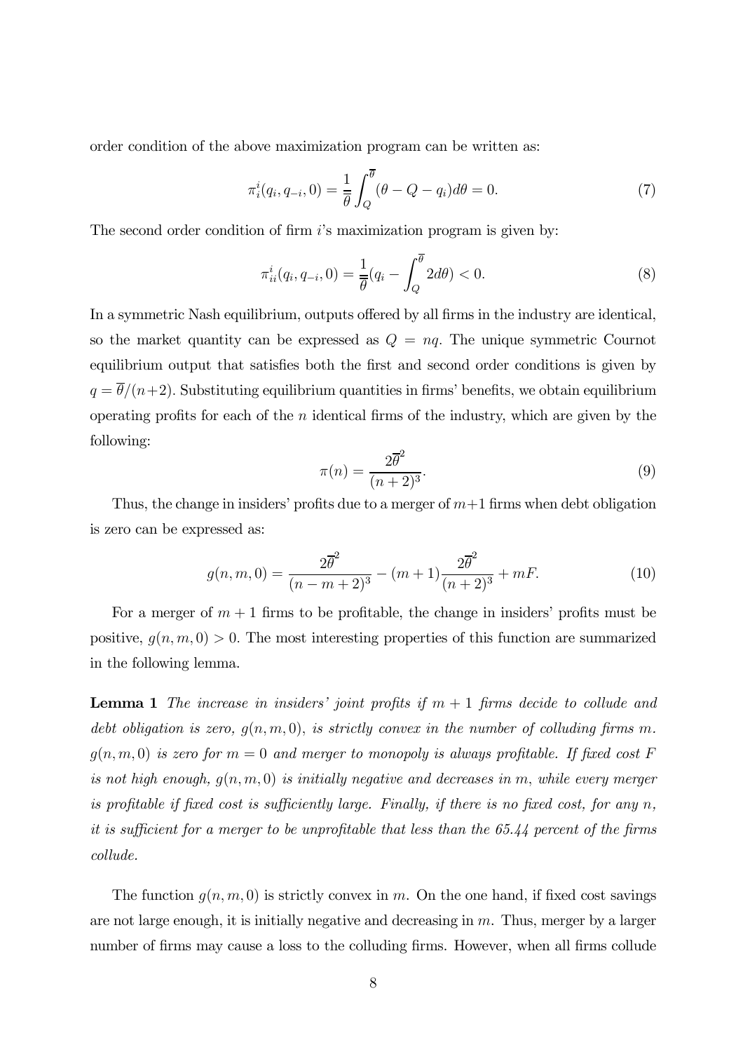order condition of the above maximization program can be written as:

$$\pi_i^i(q_i, q_{-i}, 0) = \frac{1}{\overline{\theta}} \int_Q^{\overline{\theta}} (\theta - Q - q_i) d\theta = 0. \tag{7}$$

The second order condition of firm $i$'s maximization program is given by:

$$\pi_{ii}^i(q_i, q_{-i}, 0) = \frac{1}{\overline{\theta}} (q_i - \int_Q^{\overline{\theta}} 2 d\theta) < 0. \tag{8}$$

In a symmetric Nash equilibrium, outputs offered by all firms in the industry are identical, so the market quantity can be expressed as $Q = nq$. The unique symmetric Cournot equilibrium output that satisfies both the first and second order conditions is given by $q = \overline{\theta}/(n+2)$. Substituting equilibrium quantities in firms' benefits, we obtain equilibrium operating profits for each of the $n$ identical firms of the industry, which are given by the following:

$$\pi(n) = \frac{2\overline{\theta}^2}{(n+2)^3}. \tag{9}$$

Thus, the change in insiders' profits due to a merger of $m+1$ firms when debt obligation is zero can be expressed as:

$$g(n, m, 0) = \frac{2\overline{\theta}^2}{(n-m+2)^3} - (m+1)\frac{2\overline{\theta}^2}{(n+2)^3} + mF. \tag{10}$$

For a merger of $m+1$ firms to be profitable, the change in insiders' profits must be positive, $g(n, m, 0) > 0$. The most interesting properties of this function are summarized in the following lemma.

**Lemma 1** *The increase in insiders' joint profits if $m+1$ firms decide to collude and debt obligation is zero, $g(n, m, 0)$, is strictly convex in the number of colluding firms $m$. $g(n, m, 0)$ is zero for $m = 0$ and merger to monopoly is always profitable. If fixed cost $F$ is not high enough, $g(n, m, 0)$ is initially negative and decreases in $m$, while every merger is profitable if fixed cost is sufficiently large. Finally, if there is no fixed cost, for any $n$, it is sufficient for a merger to be unprofitable that less than the 65.44 percent of the firms collude.*

The function $g(n, m, 0)$ is strictly convex in $m$. On the one hand, if fixed cost savings are not large enough, it is initially negative and decreasing in $m$. Thus, merger by a larger number of firms may cause a loss to the colluding firms. However, when all firms collude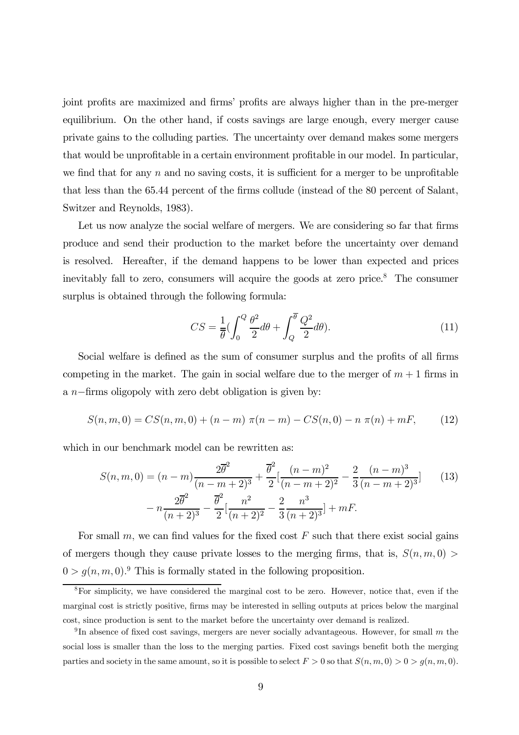joint profits are maximized and firms' profits are always higher than in the pre-merger equilibrium. On the other hand, if costs savings are large enough, every merger cause private gains to the colluding parties. The uncertainty over demand makes some mergers that would be unprofitable in a certain environment profitable in our model. In particular, we find that for any $n$ and no saving costs, it is sufficient for a merger to be unprofitable that less than the 65.44 percent of the firms collude (instead of the 80 percent of Salant, Switzer and Reynolds, 1983).

Let us now analyze the social welfare of mergers. We are considering so far that firms produce and send their production to the market before the uncertainty over demand is resolved. Hereafter, if the demand happens to be lower than expected and prices inevitably fall to zero, consumers will acquire the goods at zero price.[8] The consumer surplus is obtained through the following formula:

$$CS = \frac{1}{\overline{\theta}}\left(\int_0^Q \frac{\theta^2}{2}d\theta + \int_Q^{\overline{\theta}} \frac{Q^2}{2}d\theta\right). \tag{11}$$

Social welfare is defined as the sum of consumer surplus and the profits of all firms competing in the market. The gain in social welfare due to the merger of $m+1$ firms in a $n-$firms oligopoly with zero debt obligation is given by:

$$S(n,m,0) = CS(n,m,0) + (n-m)\ \pi(n-m) - CS(n,0) - n\ \pi(n) + mF, \tag{12}$$

which in our benchmark model can be rewritten as:

$$\begin{aligned} S(n,m,0) = {} & (n-m)\frac{2\overline{\theta}^2}{(n-m+2)^3} + \frac{\overline{\theta}^2}{2}\left[\frac{(n-m)^2}{(n-m+2)^2} - \frac{2}{3}\frac{(n-m)^3}{(n-m+2)^3}\right] \\ & - n\frac{2\overline{\theta}^2}{(n+2)^3} - \frac{\overline{\theta}^2}{2}\left[\frac{n^2}{(n+2)^2} - \frac{2}{3}\frac{n^3}{(n+2)^3}\right] + mF. \end{aligned} \tag{13}$$

For small $m$, we can find values for the fixed cost $F$ such that there exist social gains of mergers though they cause private losses to the merging firms, that is, $S(n,m,0) > 0 > g(n,m,0)$.[9] This is formally stated in the following proposition.

---

[8] For simplicity, we have considered the marginal cost to be zero. However, notice that, even if the marginal cost is strictly positive, firms may be interested in selling outputs at prices below the marginal cost, since production is sent to the market before the uncertainty over demand is realized.

[9] In absence of fixed cost savings, mergers are never socially advantageous. However, for small $m$ the social loss is smaller than the loss to the merging parties. Fixed cost savings benefit both the merging parties and society in the same amount, so it is possible to select $F > 0$ so that $S(n,m,0) > 0 > g(n,m,0)$.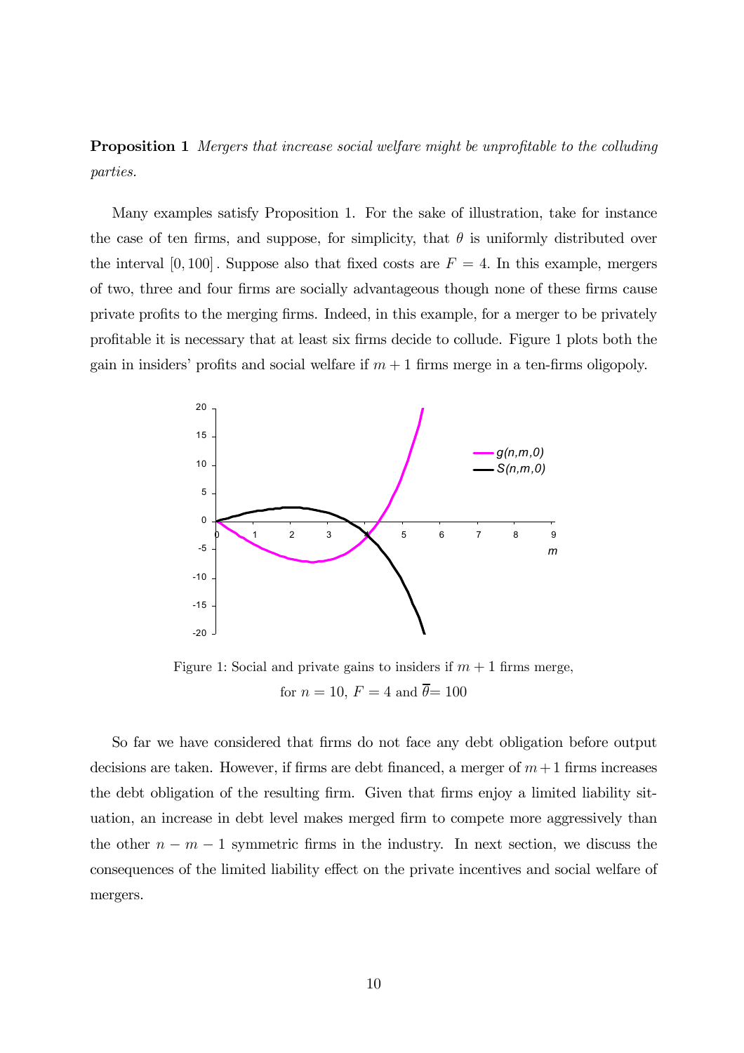**Proposition 1** *Mergers that increase social welfare might be unprofitable to the colluding parties.*

Many examples satisfy Proposition 1. For the sake of illustration, take for instance the case of ten firms, and suppose, for simplicity, that $\theta$ is uniformly distributed over the interval $[0, 100]$. Suppose also that fixed costs are $F = 4$. In this example, mergers of two, three and four firms are socially advantageous though none of these firms cause private profits to the merging firms. Indeed, in this example, for a merger to be privately profitable it is necessary that at least six firms decide to collude. Figure 1 plots both the gain in insiders' profits and social welfare if $m + 1$ firms merge in a ten-firms oligopoly.

Figure 1: Social and private gains to insiders if $m + 1$ firms merge, for $n = 10$, $F = 4$ and $\overline{\theta} = 100$

So far we have considered that firms do not face any debt obligation before output decisions are taken. However, if firms are debt financed, a merger of $m+1$ firms increases the debt obligation of the resulting firm. Given that firms enjoy a limited liability situation, an increase in debt level makes merged firm to compete more aggressively than the other $n - m - 1$ symmetric firms in the industry. In next section, we discuss the consequences of the limited liability effect on the private incentives and social welfare of mergers.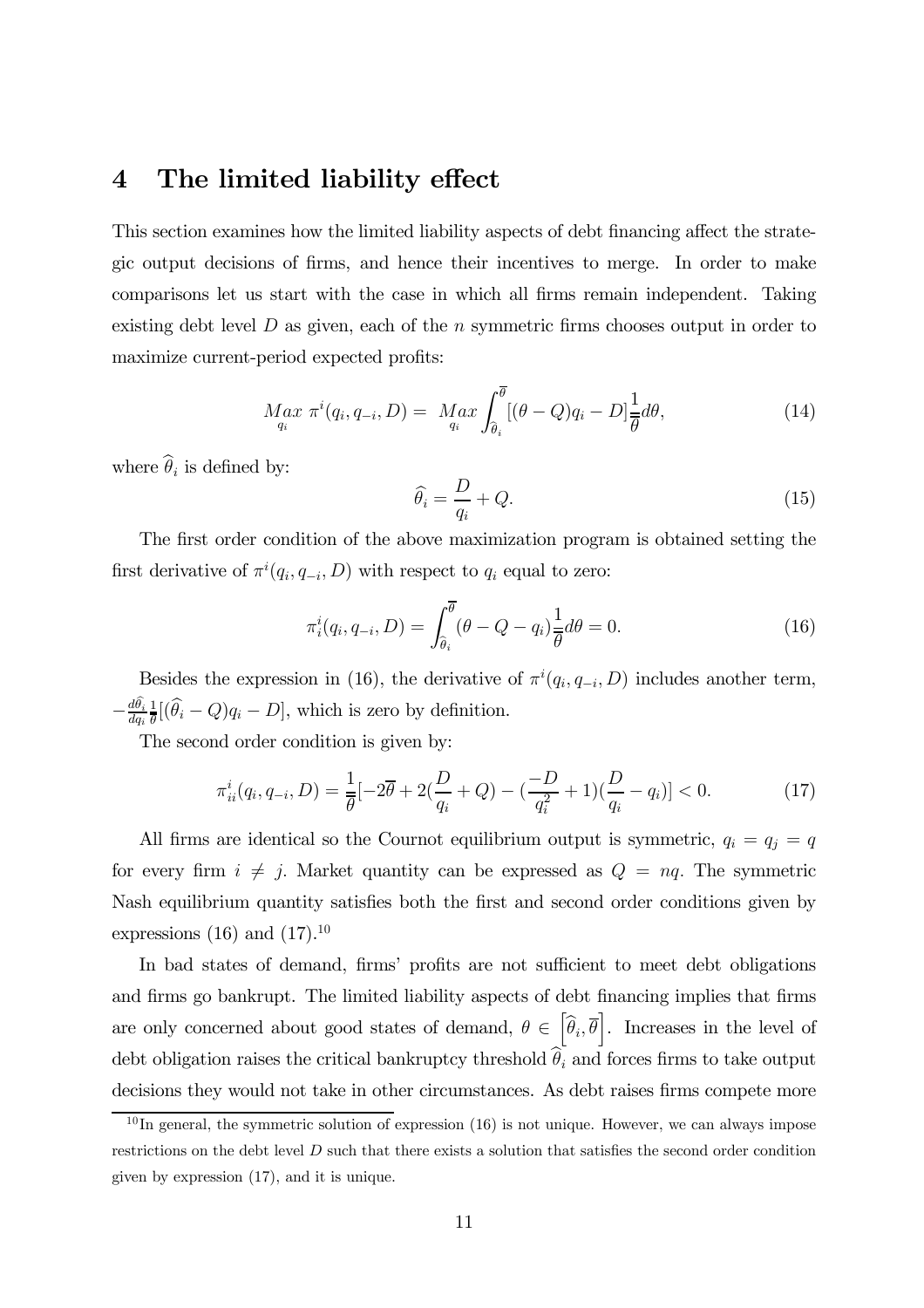## 4 The limited liability effect

This section examines how the limited liability aspects of debt financing affect the strategic output decisions of firms, and hence their incentives to merge. In order to make comparisons let us start with the case in which all firms remain independent. Taking existing debt level $D$ as given, each of the $n$ symmetric firms chooses output in order to maximize current-period expected profits:

$$\underset{q_i}{Max}\ \pi^i(q_i, q_{-i}, D) = \underset{q_i}{Max} \int_{\widehat{\theta}_i}^{\overline{\theta}} [(\theta - Q)q_i - D]\frac{1}{\overline{\theta}}d\theta, \tag{14}$$

where $\widehat{\theta}_i$ is defined by:

$$\widehat{\theta}_i = \frac{D}{q_i} + Q. \tag{15}$$

The first order condition of the above maximization program is obtained setting the first derivative of $\pi^i(q_i, q_{-i}, D)$ with respect to $q_i$ equal to zero:

$$\pi^i_i(q_i, q_{-i}, D) = \int_{\widehat{\theta}_i}^{\overline{\theta}} (\theta - Q - q_i)\frac{1}{\overline{\theta}}d\theta = 0. \tag{16}$$

Besides the expression in (16), the derivative of $\pi^i(q_i, q_{-i}, D)$ includes another term, $-\frac{d\widehat{\theta}_i}{dq_i}\frac{1}{\overline{\theta}}[(\widehat{\theta}_i - Q)q_i - D]$, which is zero by definition.

The second order condition is given by:

$$\pi^i_{ii}(q_i, q_{-i}, D) = \frac{1}{\overline{\theta}}[-2\overline{\theta} + 2(\frac{D}{q_i} + Q) - (\frac{-D}{q_i^2} + 1)(\frac{D}{q_i} - q_i)] < 0. \tag{17}$$

All firms are identical so the Cournot equilibrium output is symmetric, $q_i = q_j = q$ for every firm $i \neq j$. Market quantity can be expressed as $Q = nq$. The symmetric Nash equilibrium quantity satisfies both the first and second order conditions given by expressions (16) and (17).[10]

In bad states of demand, firms' profits are not sufficient to meet debt obligations and firms go bankrupt. The limited liability aspects of debt financing implies that firms are only concerned about good states of demand, $\theta \in \left[\widehat{\theta}_i, \overline{\theta}\right]$. Increases in the level of debt obligation raises the critical bankruptcy threshold $\widehat{\theta}_i$ and forces firms to take output decisions they would not take in other circumstances. As debt raises firms compete more

[10] In general, the symmetric solution of expression (16) is not unique. However, we can always impose restrictions on the debt level $D$ such that there exists a solution that satisfies the second order condition given by expression (17), and it is unique.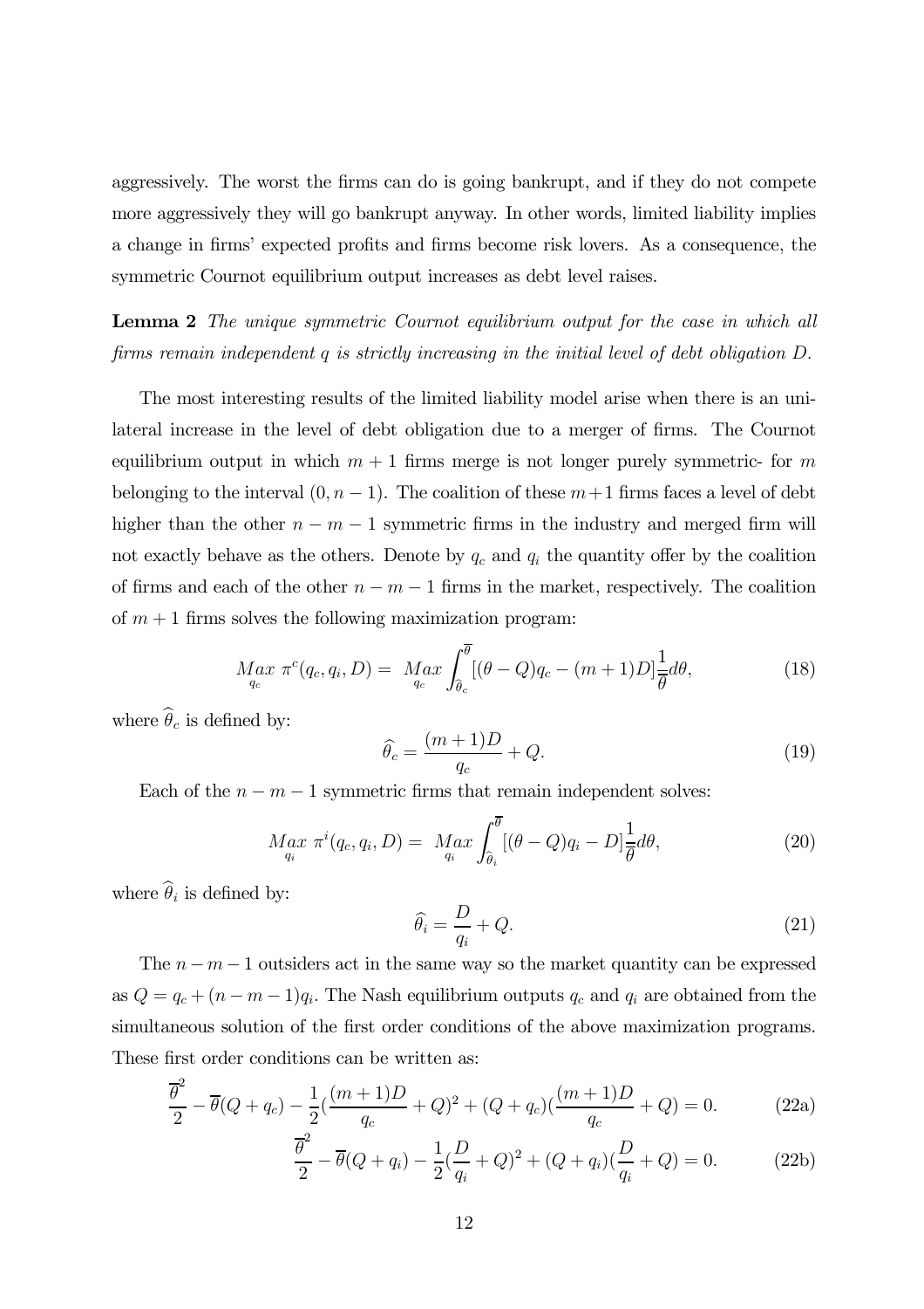aggressively. The worst the firms can do is going bankrupt, and if they do not compete more aggressively they will go bankrupt anyway. In other words, limited liability implies a change in firms' expected profits and firms become risk lovers. As a consequence, the symmetric Cournot equilibrium output increases as debt level raises.

**Lemma 2** *The unique symmetric Cournot equilibrium output for the case in which all firms remain independent $q$ is strictly increasing in the initial level of debt obligation $D$.*

The most interesting results of the limited liability model arise when there is an unilateral increase in the level of debt obligation due to a merger of firms. The Cournot equilibrium output in which $m+1$ firms merge is not longer purely symmetric- for $m$ belonging to the interval $(0, n-1)$. The coalition of these $m+1$ firms faces a level of debt higher than the other $n-m-1$ symmetric firms in the industry and merged firm will not exactly behave as the others. Denote by $q_c$ and $q_i$ the quantity offer by the coalition of firms and each of the other $n-m-1$ firms in the market, respectively. The coalition of $m+1$ firms solves the following maximization program:

$$\underset{q_c}{Max}\ \pi^c(q_c, q_i, D) = \underset{q_c}{Max} \int_{\widehat{\theta}_c}^{\overline{\theta}} [(\theta - Q)q_c - (m+1)D]\frac{1}{\overline{\theta}}d\theta, \tag{18}$$

where $\widehat{\theta}_c$ is defined by:

$$\widehat{\theta}_c = \frac{(m+1)D}{q_c} + Q. \tag{19}$$

Each of the $n-m-1$ symmetric firms that remain independent solves:

$$\underset{q_i}{Max}\ \pi^i(q_c, q_i, D) = \underset{q_i}{Max} \int_{\widehat{\theta}_i}^{\overline{\theta}} [(\theta - Q)q_i - D]\frac{1}{\overline{\theta}}d\theta, \tag{20}$$

where $\widehat{\theta}_i$ is defined by:

$$\widehat{\theta}_i = \frac{D}{q_i} + Q. \tag{21}$$

The $n-m-1$ outsiders act in the same way so the market quantity can be expressed as $Q = q_c + (n-m-1)q_i$. The Nash equilibrium outputs $q_c$ and $q_i$ are obtained from the simultaneous solution of the first order conditions of the above maximization programs. These first order conditions can be written as:

$$\frac{\overline{\theta}^2}{2} - \overline{\theta}(Q + q_c) - \frac{1}{2}(\frac{(m+1)D}{q_c} + Q)^2 + (Q + q_c)(\frac{(m+1)D}{q_c} + Q) = 0. \tag{22a}$$

$$\frac{\overline{\theta}^2}{2} - \overline{\theta}(Q + q_i) - \frac{1}{2}(\frac{D}{q_i} + Q)^2 + (Q + q_i)(\frac{D}{q_i} + Q) = 0. \tag{22b}$$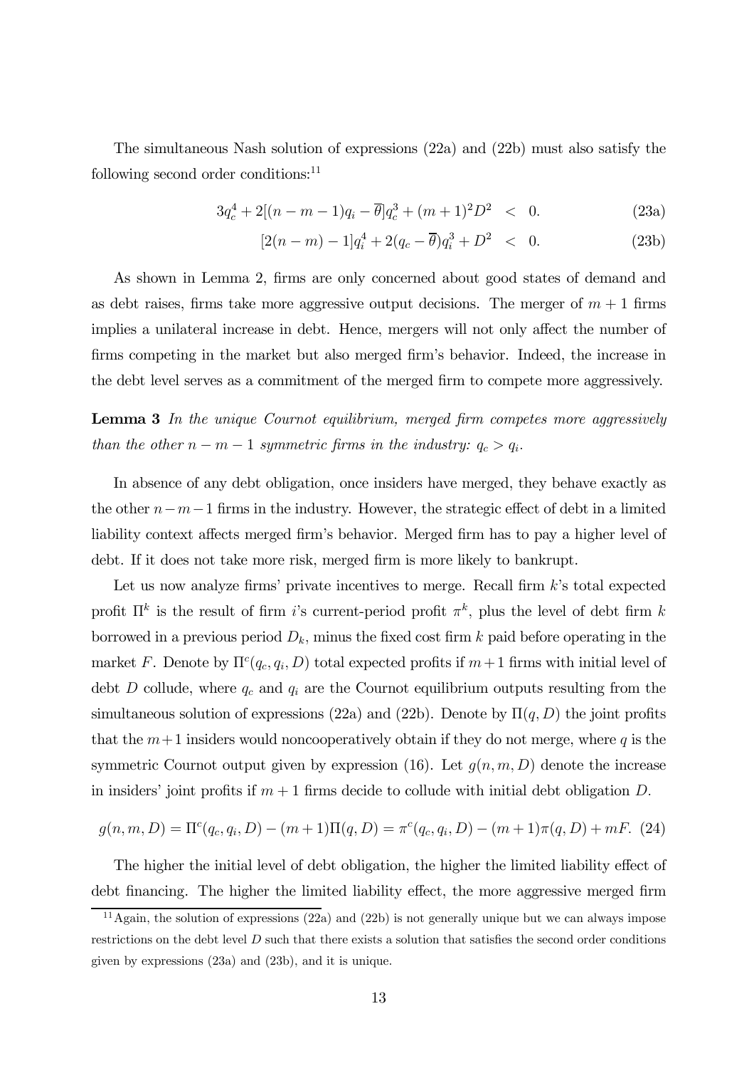The simultaneous Nash solution of expressions (22a) and (22b) must also satisfy the following second order conditions:[11]

$$3q_c^4 + 2[(n-m-1)q_i - \overline{\theta}]q_c^3 + (m+1)^2 D^2 \quad < \quad 0. \tag{23a}$$

$$[2(n-m)-1]q_i^4 + 2(q_c - \overline{\theta})q_i^3 + D^2 \quad < \quad 0. \tag{23b}$$

As shown in Lemma 2, firms are only concerned about good states of demand and as debt raises, firms take more aggressive output decisions. The merger of $m+1$ firms implies a unilateral increase in debt. Hence, mergers will not only affect the number of firms competing in the market but also merged firm's behavior. Indeed, the increase in the debt level serves as a commitment of the merged firm to compete more aggressively.

**Lemma 3** *In the unique Cournot equilibrium, merged firm competes more aggressively than the other $n-m-1$ symmetric firms in the industry: $q_c > q_i$.*

In absence of any debt obligation, once insiders have merged, they behave exactly as the other $n-m-1$ firms in the industry. However, the strategic effect of debt in a limited liability context affects merged firm's behavior. Merged firm has to pay a higher level of debt. If it does not take more risk, merged firm is more likely to bankrupt.

Let us now analyze firms' private incentives to merge. Recall firm $k$'s total expected profit $\Pi^k$ is the result of firm $i$'s current-period profit $\pi^k$, plus the level of debt firm $k$ borrowed in a previous period $D_k$, minus the fixed cost firm $k$ paid before operating in the market $F$. Denote by $\Pi^c(q_c, q_i, D)$ total expected profits if $m+1$ firms with initial level of debt $D$ collude, where $q_c$ and $q_i$ are the Cournot equilibrium outputs resulting from the simultaneous solution of expressions (22a) and (22b). Denote by $\Pi(q, D)$ the joint profits that the $m+1$ insiders would noncooperatively obtain if they do not merge, where $q$ is the symmetric Cournot output given by expression (16). Let $g(n, m, D)$ denote the increase in insiders' joint profits if $m+1$ firms decide to collude with initial debt obligation $D$.

$$g(n,m,D) = \Pi^c(q_c, q_i, D) - (m+1)\Pi(q, D) = \pi^c(q_c, q_i, D) - (m+1)\pi(q, D) + mF. \tag{24}$$

The higher the initial level of debt obligation, the higher the limited liability effect of debt financing. The higher the limited liability effect, the more aggressive merged firm

[11] Again, the solution of expressions (22a) and (22b) is not generally unique but we can always impose restrictions on the debt level $D$ such that there exists a solution that satisfies the second order conditions given by expressions (23a) and (23b), and it is unique.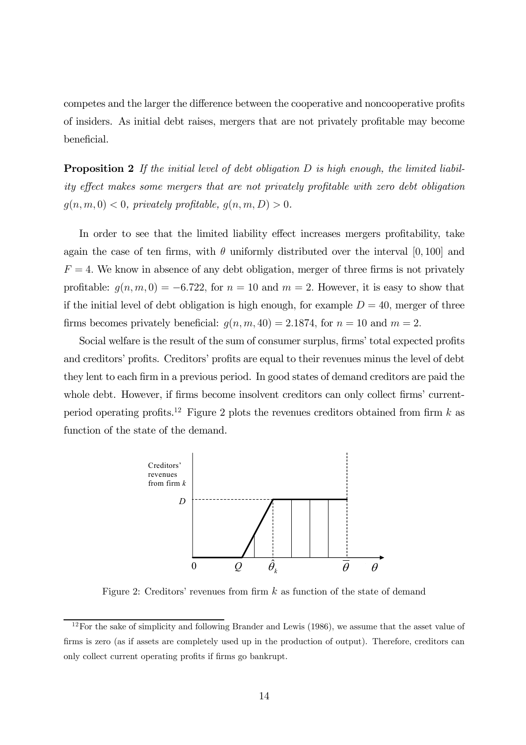competes and the larger the difference between the cooperative and noncooperative profits of insiders. As initial debt raises, mergers that are not privately profitable may become beneficial.

**Proposition 2** *If the initial level of debt obligation $D$ is high enough, the limited liability effect makes some mergers that are not privately profitable with zero debt obligation $g(n, m, 0) < 0$, privately profitable, $g(n, m, D) > 0$.*

In order to see that the limited liability effect increases mergers profitability, take again the case of ten firms, with $\theta$ uniformly distributed over the interval $[0, 100]$ and $F = 4$. We know in absence of any debt obligation, merger of three firms is not privately profitable: $g(n, m, 0) = -6.722$, for $n = 10$ and $m = 2$. However, it is easy to show that if the initial level of debt obligation is high enough, for example $D = 40$, merger of three firms becomes privately beneficial: $g(n, m, 40) = 2.1874$, for $n = 10$ and $m = 2$.

Social welfare is the result of the sum of consumer surplus, firms' total expected profits and creditors' profits. Creditors' profits are equal to their revenues minus the level of debt they lent to each firm in a previous period. In good states of demand creditors are paid the whole debt. However, if firms become insolvent creditors can only collect firms' current-period operating profits.[12] Figure 2 plots the revenues creditors obtained from firm $k$ as function of the state of the demand.

Figure 2: Creditors' revenues from firm $k$ as function of the state of demand

[12] For the sake of simplicity and following Brander and Lewis (1986), we assume that the asset value of firms is zero (as if assets are completely used up in the production of output). Therefore, creditors can only collect current operating profits if firms go bankrupt.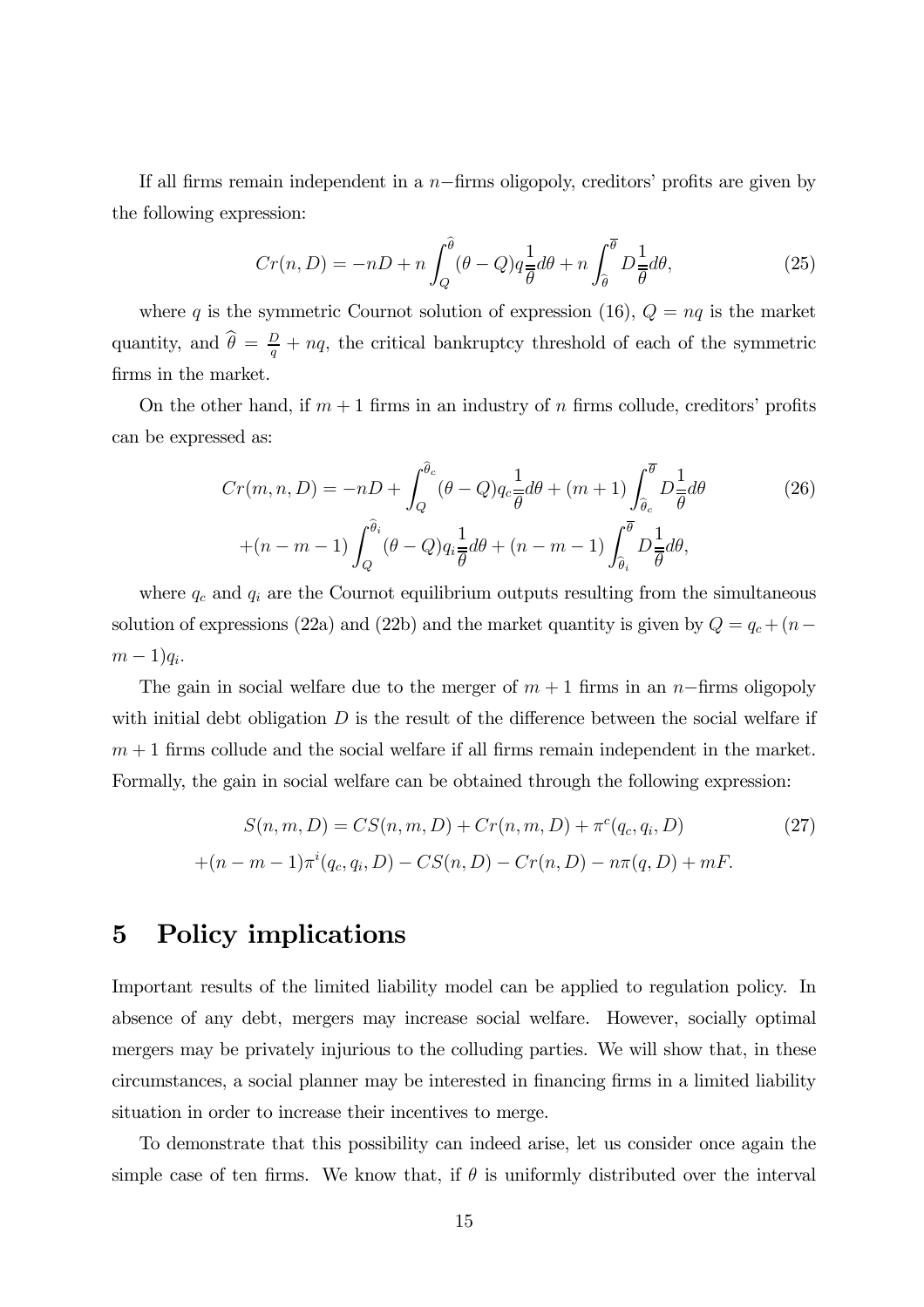If all firms remain independent in a $n-$firms oligopoly, creditors' profits are given by the following expression:

$$Cr(n, D) = -nD + n \int_{Q}^{\widehat{\theta}} (\theta - Q) q \frac{1}{\overline{\overline{\theta}}} d\theta + n \int_{\widehat{\theta}}^{\overline{\theta}} D \frac{1}{\overline{\overline{\theta}}} d\theta, \tag{25}$$

where $q$ is the symmetric Cournot solution of expression (16), $Q = nq$ is the market quantity, and $\widehat{\theta} = \frac{D}{q} + nq$, the critical bankruptcy threshold of each of the symmetric firms in the market.

On the other hand, if $m + 1$ firms in an industry of $n$ firms collude, creditors' profits can be expressed as:

$$\begin{aligned} Cr(m, n, D) = -nD + \int_{Q}^{\widehat{\theta}_c} (\theta - Q) q_c \frac{1}{\overline{\overline{\theta}}} d\theta + (m + 1) \int_{\widehat{\theta}_c}^{\overline{\theta}} D \frac{1}{\overline{\overline{\theta}}} d\theta \\ +(n - m - 1) \int_{Q}^{\widehat{\theta}_i} (\theta - Q) q_i \frac{1}{\overline{\overline{\theta}}} d\theta + (n - m - 1) \int_{\widehat{\theta}_i}^{\overline{\theta}} D \frac{1}{\overline{\overline{\theta}}} d\theta, \end{aligned} \tag{26}$$

where $q_c$ and $q_i$ are the Cournot equilibrium outputs resulting from the simultaneous solution of expressions (22a) and (22b) and the market quantity is given by $Q = q_c + (n - m - 1)q_i$.

The gain in social welfare due to the merger of $m + 1$ firms in an $n-$firms oligopoly with initial debt obligation $D$ is the result of the difference between the social welfare if $m + 1$ firms collude and the social welfare if all firms remain independent in the market. Formally, the gain in social welfare can be obtained through the following expression:

$$\begin{aligned} S(n, m, D) = CS(n, m, D) + Cr(n, m, D) + \pi^c(q_c, q_i, D) \\ +(n - m - 1)\pi^i(q_c, q_i, D) - CS(n, D) - Cr(n, D) - n\pi(q, D) + mF. \end{aligned} \tag{27}$$

# 5 Policy implications

Important results of the limited liability model can be applied to regulation policy. In absence of any debt, mergers may increase social welfare. However, socially optimal mergers may be privately injurious to the colluding parties. We will show that, in these circumstances, a social planner may be interested in financing firms in a limited liability situation in order to increase their incentives to merge.

To demonstrate that this possibility can indeed arise, let us consider once again the simple case of ten firms. We know that, if $\theta$ is uniformly distributed over the interval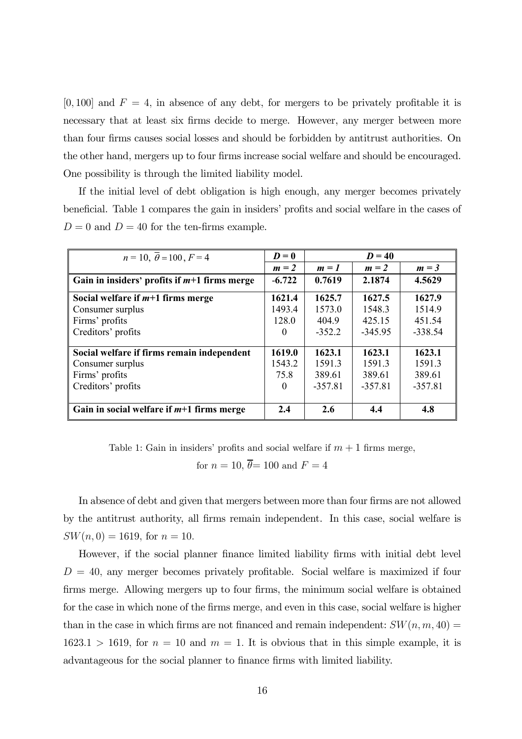$[0, 100]$ and $F = 4$, in absence of any debt, for mergers to be privately profitable it is necessary that at least six firms decide to merge. However, any merger between more than four firms causes social losses and should be forbidden by antitrust authorities. On the other hand, mergers up to four firms increase social welfare and should be encouraged. One possibility is through the limited liability model.

If the initial level of debt obligation is high enough, any merger becomes privately beneficial. Table 1 compares the gain in insiders' profits and social welfare in the cases of $D = 0$ and $D = 40$ for the ten-firms example.

| $n = 10$, $\overline{\theta} = 100$, $F = 4$ | ***D* = 0** | ***D* = 40** | | |
|---|---|---|---|---|
| | ***m* = 2** | ***m* = 1** | ***m* = 2** | ***m* = 3** |
| **Gain in insiders' profits if *m*+1 firms merge** | **-6.722** | **0.7619** | **2.1874** | **4.5629** |
| **Social welfare if *m*+1 firms merge** | **1621.4** | **1625.7** | **1627.5** | **1627.9** |
| Consumer surplus | 1493.4 | 1573.0 | 1548.3 | 1514.9 |
| Firms' profits | 128.0 | 404.9 | 425.15 | 451.54 |
| Creditors' profits | 0 | -352.2 | -345.95 | -338.54 |
| **Social welfare if firms remain independent** | **1619.0** | **1623.1** | **1623.1** | **1623.1** |
| Consumer surplus | 1543.2 | 1591.3 | 1591.3 | 1591.3 |
| Firms' profits | 75.8 | 389.61 | 389.61 | 389.61 |
| Creditors' profits | 0 | -357.81 | -357.81 | -357.81 |
| **Gain in social welfare if *m*+1 firms merge** | **2.4** | **2.6** | **4.4** | **4.8** |

Table 1: Gain in insiders' profits and social welfare if $m + 1$ firms merge, for $n = 10$, $\overline{\theta}= 100$ and $F = 4$

In absence of debt and given that mergers between more than four firms are not allowed by the antitrust authority, all firms remain independent. In this case, social welfare is $SW(n, 0) = 1619$, for $n = 10$.

However, if the social planner finance limited liability firms with initial debt level $D = 40$, any merger becomes privately profitable. Social welfare is maximized if four firms merge. Allowing mergers up to four firms, the minimum social welfare is obtained for the case in which none of the firms merge, and even in this case, social welfare is higher than in the case in which firms are not financed and remain independent: $SW(n, m, 40) = 1623.1 > 1619$, for $n = 10$ and $m = 1$. It is obvious that in this simple example, it is advantageous for the social planner to finance firms with limited liability.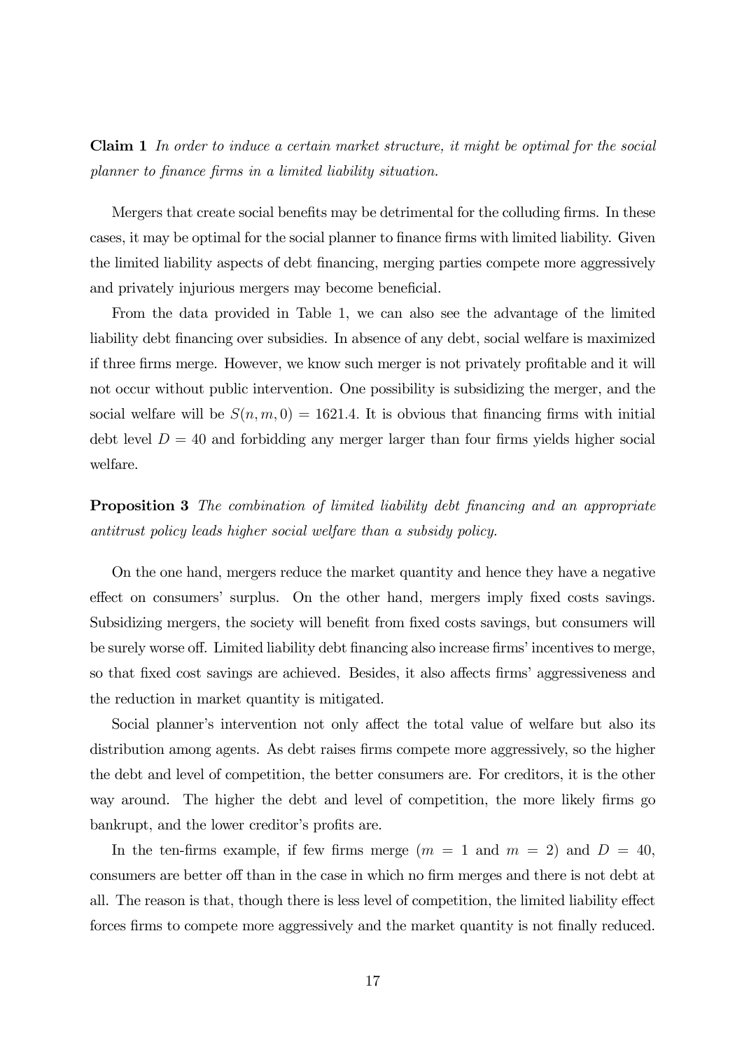**Claim 1** *In order to induce a certain market structure, it might be optimal for the social planner to finance firms in a limited liability situation.*

Mergers that create social benefits may be detrimental for the colluding firms. In these cases, it may be optimal for the social planner to finance firms with limited liability. Given the limited liability aspects of debt financing, merging parties compete more aggressively and privately injurious mergers may become beneficial.

From the data provided in Table 1, we can also see the advantage of the limited liability debt financing over subsidies. In absence of any debt, social welfare is maximized if three firms merge. However, we know such merger is not privately profitable and it will not occur without public intervention. One possibility is subsidizing the merger, and the social welfare will be $S(n, m, 0) = 1621.4$. It is obvious that financing firms with initial debt level $D = 40$ and forbidding any merger larger than four firms yields higher social welfare.

**Proposition 3** *The combination of limited liability debt financing and an appropriate antitrust policy leads higher social welfare than a subsidy policy.*

On the one hand, mergers reduce the market quantity and hence they have a negative effect on consumers' surplus. On the other hand, mergers imply fixed costs savings. Subsidizing mergers, the society will benefit from fixed costs savings, but consumers will be surely worse off. Limited liability debt financing also increase firms' incentives to merge, so that fixed cost savings are achieved. Besides, it also affects firms' aggressiveness and the reduction in market quantity is mitigated.

Social planner's intervention not only affect the total value of welfare but also its distribution among agents. As debt raises firms compete more aggressively, so the higher the debt and level of competition, the better consumers are. For creditors, it is the other way around. The higher the debt and level of competition, the more likely firms go bankrupt, and the lower creditor's profits are.

In the ten-firms example, if few firms merge ($m = 1$ and $m = 2$) and $D = 40$, consumers are better off than in the case in which no firm merges and there is not debt at all. The reason is that, though there is less level of competition, the limited liability effect forces firms to compete more aggressively and the market quantity is not finally reduced.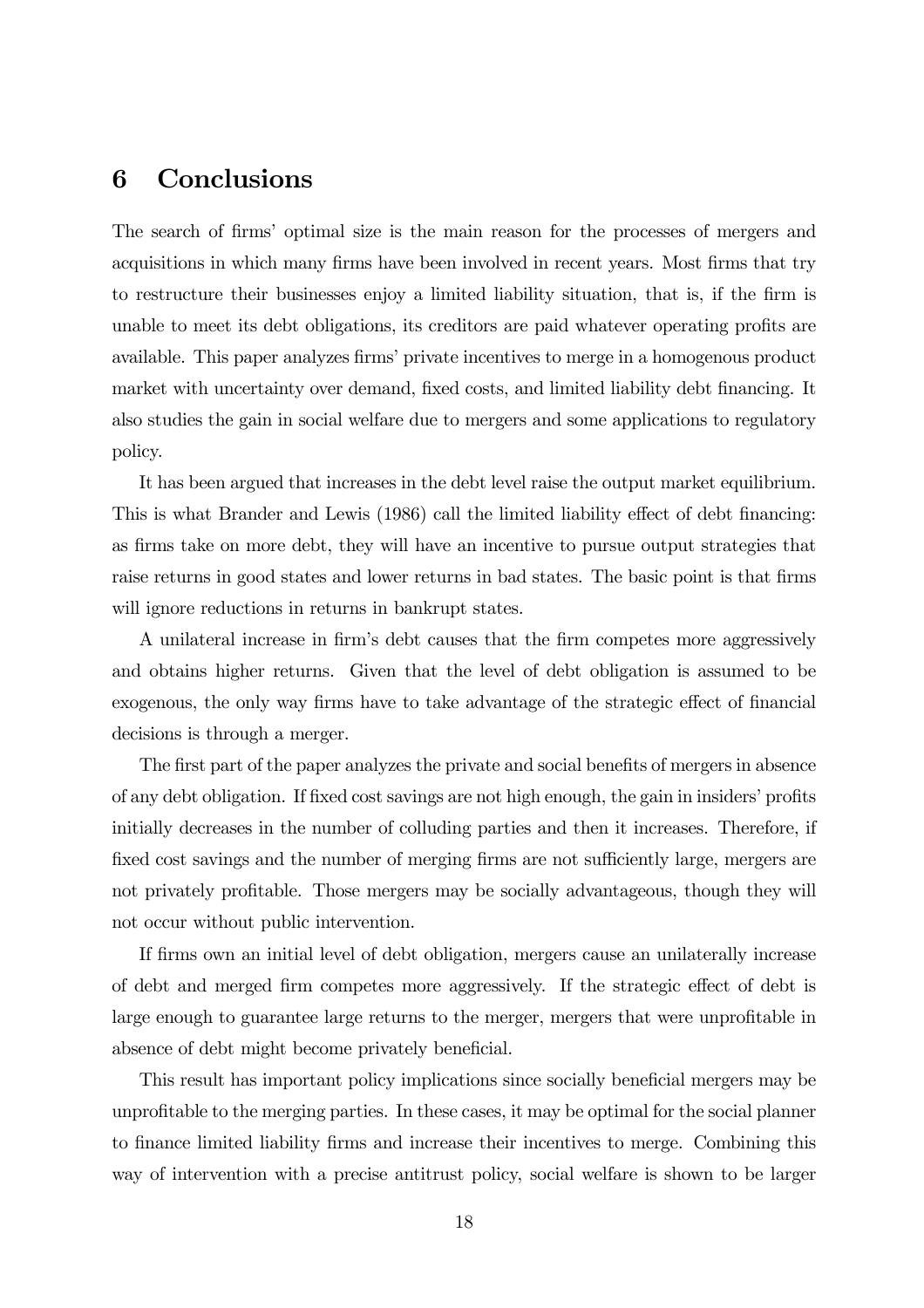## 6 Conclusions

The search of firms' optimal size is the main reason for the processes of mergers and acquisitions in which many firms have been involved in recent years. Most firms that try to restructure their businesses enjoy a limited liability situation, that is, if the firm is unable to meet its debt obligations, its creditors are paid whatever operating profits are available. This paper analyzes firms' private incentives to merge in a homogenous product market with uncertainty over demand, fixed costs, and limited liability debt financing. It also studies the gain in social welfare due to mergers and some applications to regulatory policy.

It has been argued that increases in the debt level raise the output market equilibrium. This is what Brander and Lewis (1986) call the limited liability effect of debt financing: as firms take on more debt, they will have an incentive to pursue output strategies that raise returns in good states and lower returns in bad states. The basic point is that firms will ignore reductions in returns in bankrupt states.

A unilateral increase in firm's debt causes that the firm competes more aggressively and obtains higher returns. Given that the level of debt obligation is assumed to be exogenous, the only way firms have to take advantage of the strategic effect of financial decisions is through a merger.

The first part of the paper analyzes the private and social benefits of mergers in absence of any debt obligation. If fixed cost savings are not high enough, the gain in insiders' profits initially decreases in the number of colluding parties and then it increases. Therefore, if fixed cost savings and the number of merging firms are not sufficiently large, mergers are not privately profitable. Those mergers may be socially advantageous, though they will not occur without public intervention.

If firms own an initial level of debt obligation, mergers cause an unilaterally increase of debt and merged firm competes more aggressively. If the strategic effect of debt is large enough to guarantee large returns to the merger, mergers that were unprofitable in absence of debt might become privately beneficial.

This result has important policy implications since socially beneficial mergers may be unprofitable to the merging parties. In these cases, it may be optimal for the social planner to finance limited liability firms and increase their incentives to merge. Combining this way of intervention with a precise antitrust policy, social welfare is shown to be larger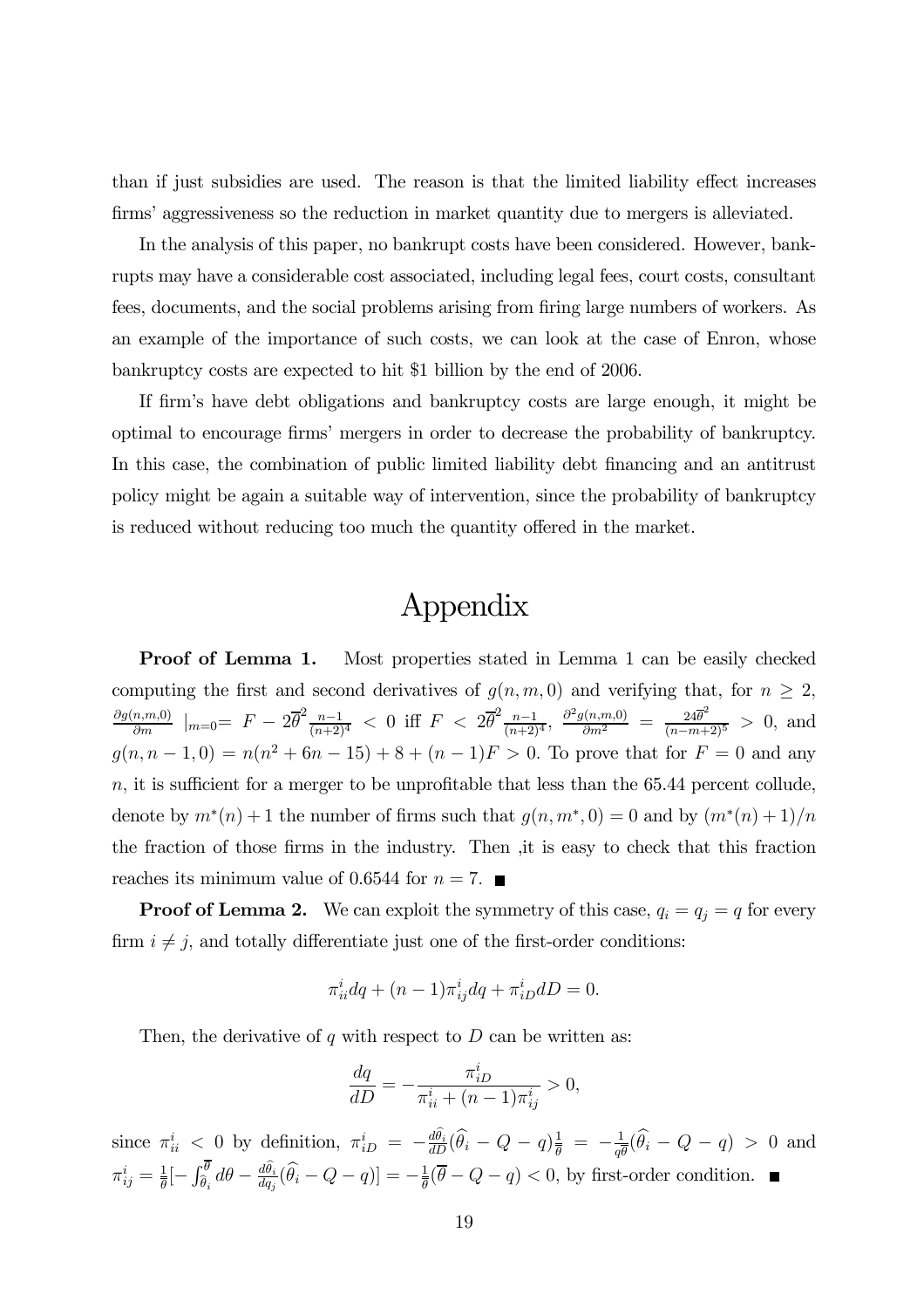than if just subsidies are used. The reason is that the limited liability effect increases firms' aggressiveness so the reduction in market quantity due to mergers is alleviated.

In the analysis of this paper, no bankrupt costs have been considered. However, bankrupts may have a considerable cost associated, including legal fees, court costs, consultant fees, documents, and the social problems arising from firing large numbers of workers. As an example of the importance of such costs, we can look at the case of Enron, whose bankruptcy costs are expected to hit \$1 billion by the end of 2006.

If firm's have debt obligations and bankruptcy costs are large enough, it might be optimal to encourage firms' mergers in order to decrease the probability of bankruptcy. In this case, the combination of public limited liability debt financing and an antitrust policy might be again a suitable way of intervention, since the probability of bankruptcy is reduced without reducing too much the quantity offered in the market.

# Appendix

**Proof of Lemma 1.** Most properties stated in Lemma 1 can be easily checked computing the first and second derivatives of $g(n,m,0)$ and verifying that, for $n \geq 2$, $\frac{\partial g(n,m,0)}{\partial m} \mid_{m=0} = F - 2\overline{\theta}^2 \frac{n-1}{(n+2)^4} < 0$ iff $F < 2\overline{\theta}^2 \frac{n-1}{(n+2)^4}$, $\frac{\partial^2 g(n,m,0)}{\partial m^2} = \frac{24\overline{\theta}^2}{(n-m+2)^5} > 0$, and $g(n, n-1, 0) = n(n^2 + 6n - 15) + 8 + (n-1)F > 0$. To prove that for $F = 0$ and any $n$, it is sufficient for a merger to be unprofitable that less than the 65.44 percent collude, denote by $m^*(n) + 1$ the number of firms such that $g(n, m^*, 0) = 0$ and by $(m^*(n) + 1)/n$ the fraction of those firms in the industry. Then ,it is easy to check that this fraction reaches its minimum value of 0.6544 for $n = 7$. ■

**Proof of Lemma 2.** We can exploit the symmetry of this case, $q_i = q_j = q$ for every firm $i \neq j$, and totally differentiate just one of the first-order conditions:

$$\pi^i_{ii} dq + (n-1)\pi^i_{ij} dq + \pi^i_{iD} dD = 0.$$

Then, the derivative of $q$ with respect to $D$ can be written as:

$$\frac{dq}{dD} = -\frac{\pi^i_{iD}}{\pi^i_{ii} + (n-1)\pi^i_{ij}} > 0,$$

since $\pi^i_{ii} < 0$ by definition, $\pi^i_{iD} = -\frac{d\widehat{\theta}_i}{dD}(\widehat{\theta}_i - Q - q)\frac{1}{\overline{\theta}} = -\frac{1}{q\overline{\theta}}(\widehat{\theta}_i - Q - q) > 0$ and $\pi^i_{ij} = \frac{1}{\overline{\theta}}[-\int_{\widehat{\theta}_i}^{\overline{\theta}} d\theta - \frac{d\widehat{\theta}_i}{dq_j}(\widehat{\theta}_i - Q - q)] = -\frac{1}{\overline{\theta}}(\overline{\theta} - Q - q) < 0$, by first-order condition. ■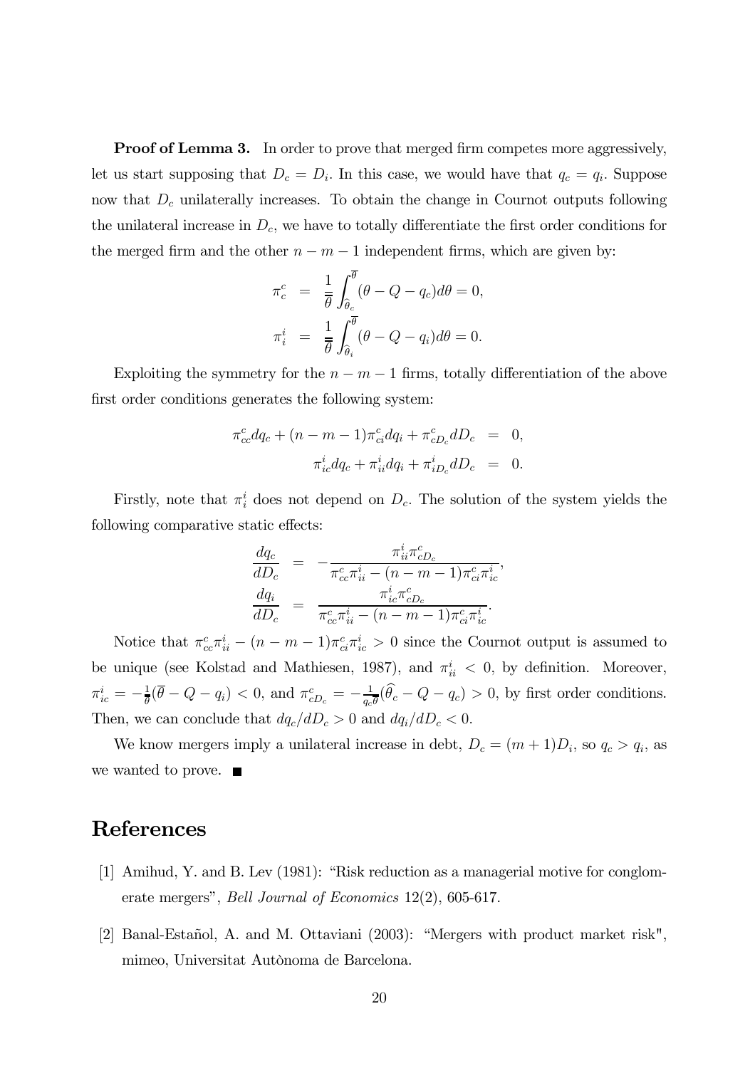**Proof of Lemma 3.** In order to prove that merged firm competes more aggressively, let us start supposing that $D_c = D_i$. In this case, we would have that $q_c = q_i$. Suppose now that $D_c$ unilaterally increases. To obtain the change in Cournot outputs following the unilateral increase in $D_c$, we have to totally differentiate the first order conditions for the merged firm and the other $n-m-1$ independent firms, which are given by:

$$
\begin{aligned}
\pi_c^c &= \frac{1}{\overline{\theta}} \int_{\widehat{\theta}_c}^{\overline{\theta}} (\theta - Q - q_c) d\theta = 0, \\
\pi_i^i &= \frac{1}{\overline{\theta}} \int_{\widehat{\theta}_i}^{\overline{\theta}} (\theta - Q - q_i) d\theta = 0.
\end{aligned}
$$

Exploiting the symmetry for the $n-m-1$ firms, totally differentiation of the above first order conditions generates the following system:

$$
\begin{aligned}
\pi_{cc}^c dq_c + (n-m-1)\pi_{ci}^c dq_i + \pi_{cD_c}^c dD_c &= 0, \\
\pi_{ic}^i dq_c + \pi_{ii}^i dq_i + \pi_{iD_c}^i dD_c &= 0.
\end{aligned}
$$

Firstly, note that $\pi_i^i$ does not depend on $D_c$. The solution of the system yields the following comparative static effects:

$$
\begin{aligned}
\frac{dq_c}{dD_c} &= -\frac{\pi_{ii}^i \pi_{cD_c}^c}{\pi_{cc}^c \pi_{ii}^i - (n-m-1)\pi_{ci}^c \pi_{ic}^i}, \\
\frac{dq_i}{dD_c} &= \frac{\pi_{ic}^i \pi_{cD_c}^c}{\pi_{cc}^c \pi_{ii}^i - (n-m-1)\pi_{ci}^c \pi_{ic}^i}.
\end{aligned}
$$

Notice that $\pi_{cc}^c \pi_{ii}^i - (n-m-1)\pi_{ci}^c \pi_{ic}^i > 0$ since the Cournot output is assumed to be unique (see Kolstad and Mathiesen, 1987), and $\pi_{ii}^i < 0$, by definition. Moreover, $\pi_{ic}^i = -\frac{1}{\overline{\theta}}(\overline{\theta} - Q - q_i) < 0$, and $\pi_{cD_c}^c = -\frac{1}{q_c \overline{\theta}}(\widehat{\theta}_c - Q - q_c) > 0$, by first order conditions. Then, we can conclude that $dq_c/dD_c > 0$ and $dq_i/dD_c < 0$.

We know mergers imply a unilateral increase in debt, $D_c = (m+1)D_i$, so $q_c > q_i$, as we wanted to prove. ■

# References

[1] Amihud, Y. and B. Lev (1981): "Risk reduction as a managerial motive for conglomerate mergers", *Bell Journal of Economics* 12(2), 605-617.

[2] Banal-Estañol, A. and M. Ottaviani (2003): "Mergers with product market risk", mimeo, Universitat Autònoma de Barcelona.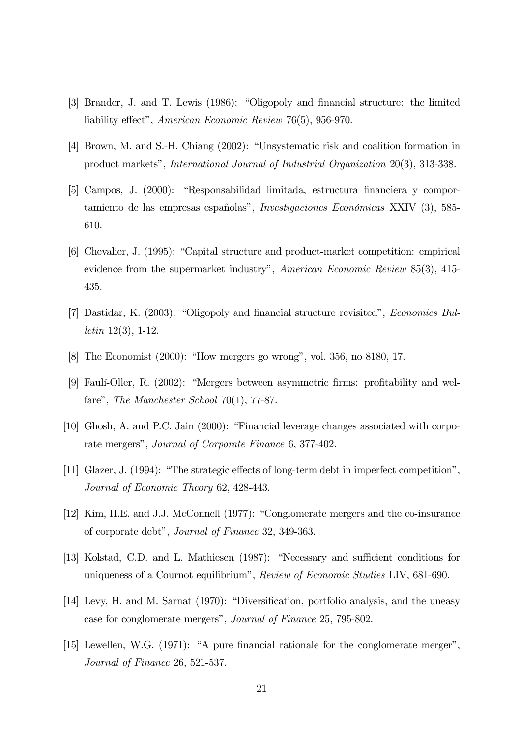[3] Brander, J. and T. Lewis (1986): "Oligopoly and financial structure: the limited liability effect", *American Economic Review* 76(5), 956-970.

[4] Brown, M. and S.-H. Chiang (2002): "Unsystematic risk and coalition formation in product markets", *International Journal of Industrial Organization* 20(3), 313-338.

[5] Campos, J. (2000): "Responsabilidad limitada, estructura financiera y comportamiento de las empresas españolas", *Investigaciones Económicas* XXIV (3), 585-610.

[6] Chevalier, J. (1995): "Capital structure and product-market competition: empirical evidence from the supermarket industry", *American Economic Review* 85(3), 415-435.

[7] Dastidar, K. (2003): "Oligopoly and financial structure revisited", *Economics Bulletin* 12(3), 1-12.

[8] The Economist (2000): "How mergers go wrong", vol. 356, no 8180, 17.

[9] Faulí-Oller, R. (2002): "Mergers between asymmetric firms: profitability and welfare", *The Manchester School* 70(1), 77-87.

[10] Ghosh, A. and P.C. Jain (2000): "Financial leverage changes associated with corporate mergers", *Journal of Corporate Finance* 6, 377-402.

[11] Glazer, J. (1994): "The strategic effects of long-term debt in imperfect competition", *Journal of Economic Theory* 62, 428-443.

[12] Kim, H.E. and J.J. McConnell (1977): "Conglomerate mergers and the co-insurance of corporate debt", *Journal of Finance* 32, 349-363.

[13] Kolstad, C.D. and L. Mathiesen (1987): "Necessary and sufficient conditions for uniqueness of a Cournot equilibrium", *Review of Economic Studies* LIV, 681-690.

[14] Levy, H. and M. Sarnat (1970): "Diversification, portfolio analysis, and the uneasy case for conglomerate mergers", *Journal of Finance* 25, 795-802.

[15] Lewellen, W.G. (1971): "A pure financial rationale for the conglomerate merger", *Journal of Finance* 26, 521-537.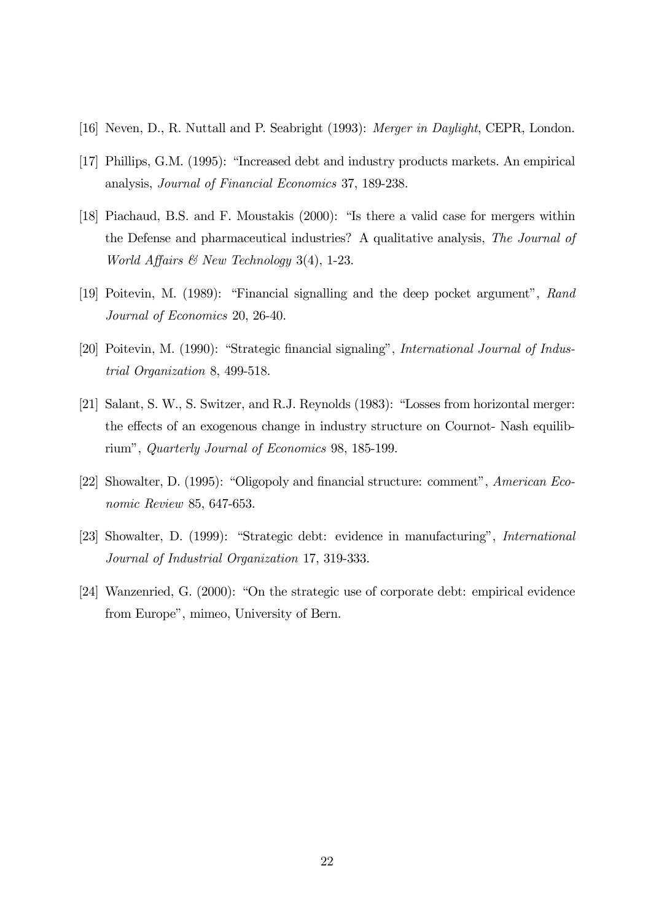[16] Neven, D., R. Nuttall and P. Seabright (1993): *Merger in Daylight*, CEPR, London.

[17] Phillips, G.M. (1995): "Increased debt and industry products markets. An empirical analysis, *Journal of Financial Economics* 37, 189-238.

[18] Piachaud, B.S. and F. Moustakis (2000): "Is there a valid case for mergers within the Defense and pharmaceutical industries? A qualitative analysis, *The Journal of World Affairs & New Technology* 3(4), 1-23.

[19] Poitevin, M. (1989): "Financial signalling and the deep pocket argument", *Rand Journal of Economics* 20, 26-40.

[20] Poitevin, M. (1990): "Strategic financial signaling", *International Journal of Industrial Organization* 8, 499-518.

[21] Salant, S. W., S. Switzer, and R.J. Reynolds (1983): "Losses from horizontal merger: the effects of an exogenous change in industry structure on Cournot- Nash equilibrium", *Quarterly Journal of Economics* 98, 185-199.

[22] Showalter, D. (1995): "Oligopoly and financial structure: comment", *American Economic Review* 85, 647-653.

[23] Showalter, D. (1999): "Strategic debt: evidence in manufacturing", *International Journal of Industrial Organization* 17, 319-333.

[24] Wanzenried, G. (2000): "On the strategic use of corporate debt: empirical evidence from Europe", mimeo, University of Bern.